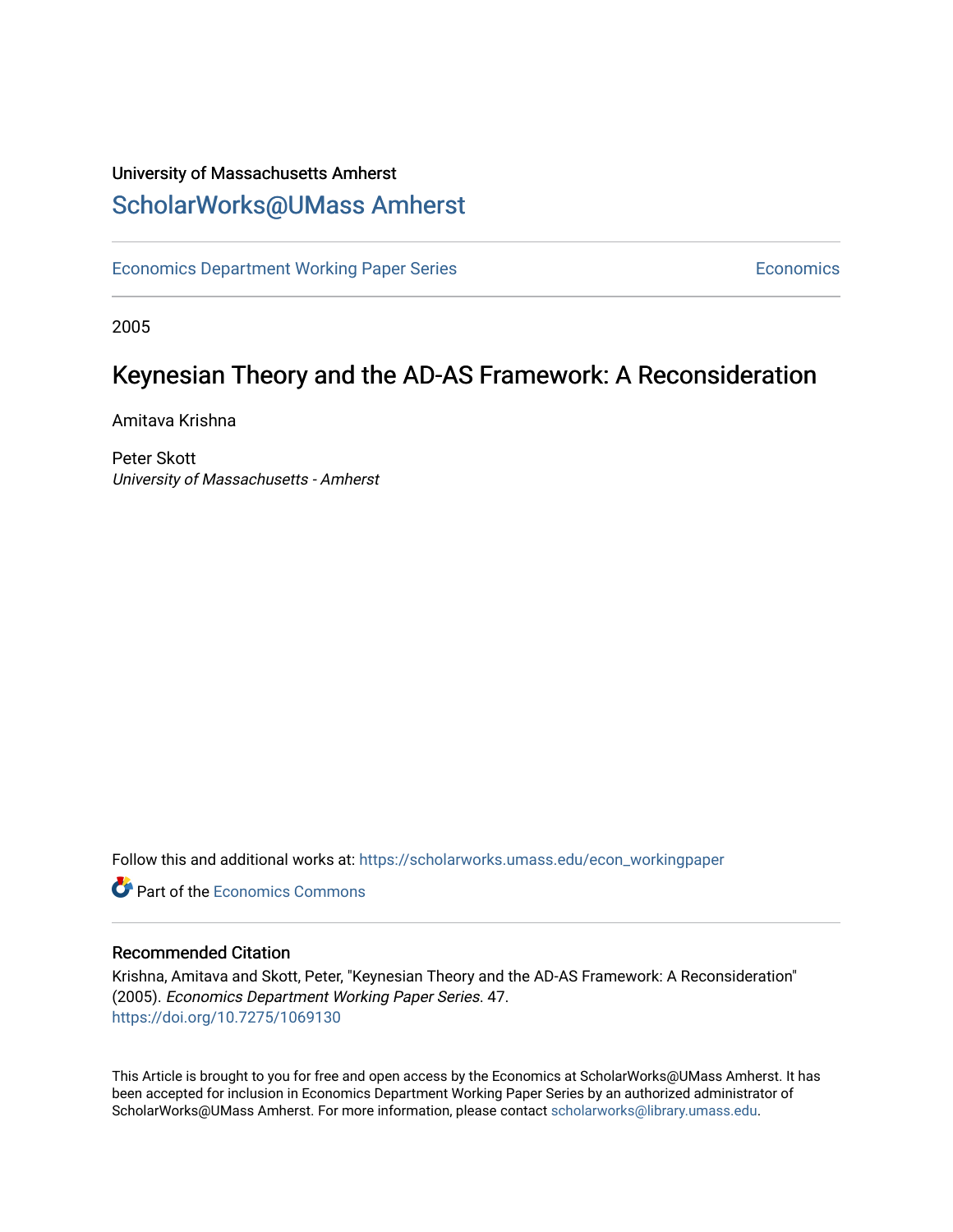University of Massachusetts Amherst

# ScholarWorks@UMass Amherst

Economics Department Working Paper Series | Economics

2005

## Keynesian Theory and the AD-AS Framework: A Reconsideration

Amitava Krishna

Peter Skott
*University of Massachusetts - Amherst*

Follow this and additional works at: https://scholarworks.umass.edu/econ_workingpaper

Part of the Economics Commons

### Recommended Citation

Krishna, Amitava and Skott, Peter, "Keynesian Theory and the AD-AS Framework: A Reconsideration" (2005). *Economics Department Working Paper Series*. 47.
https://doi.org/10.7275/1069130

This Article is brought to you for free and open access by the Economics at ScholarWorks@UMass Amherst. It has been accepted for inclusion in Economics Department Working Paper Series by an authorized administrator of ScholarWorks@UMass Amherst. For more information, please contact scholarworks@library.umass.edu.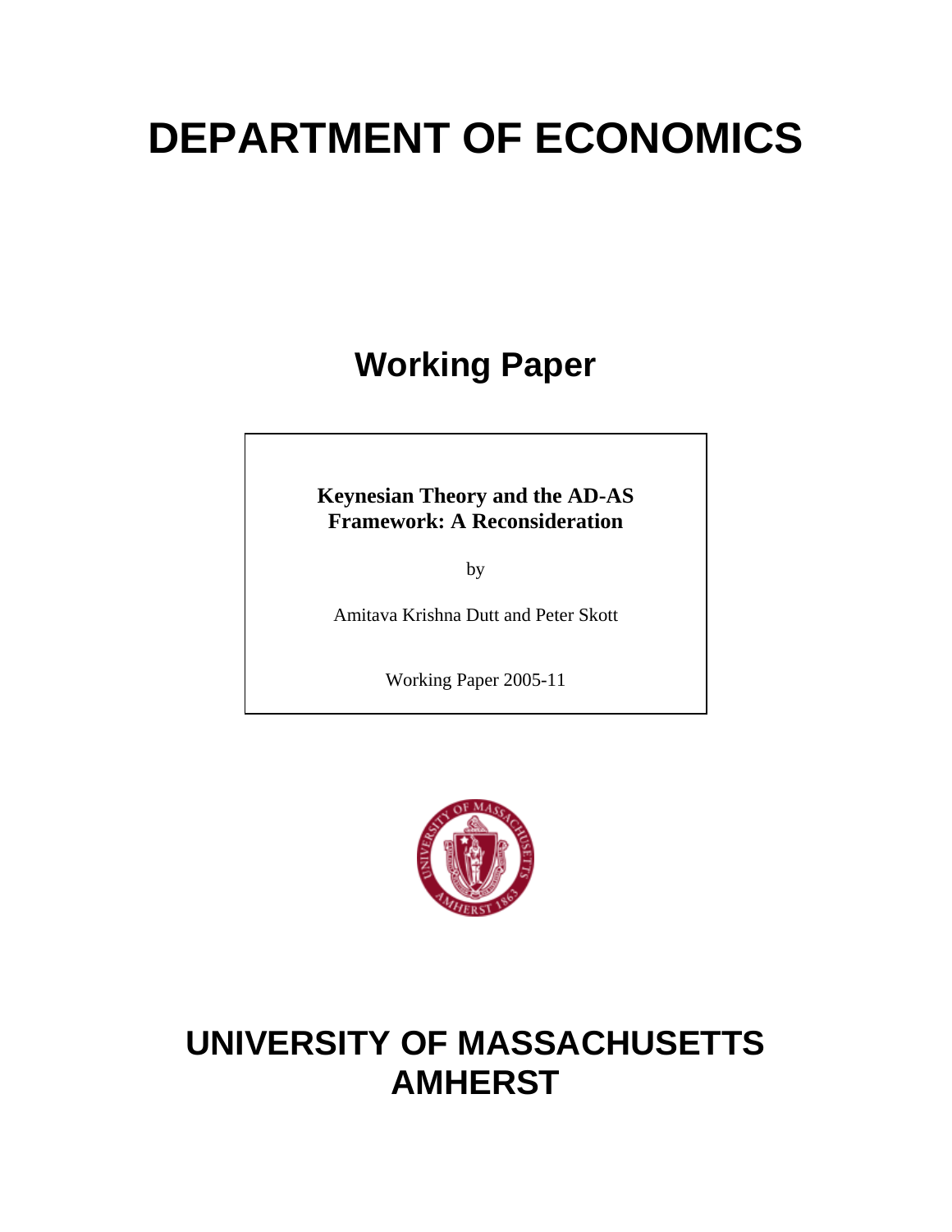# DEPARTMENT OF ECONOMICS

## Working Paper

**Keynesian Theory and the AD-AS Framework: A Reconsideration**

by

Amitava Krishna Dutt and Peter Skott

Working Paper 2005-11

# UNIVERSITY OF MASSACHUSETTS AMHERST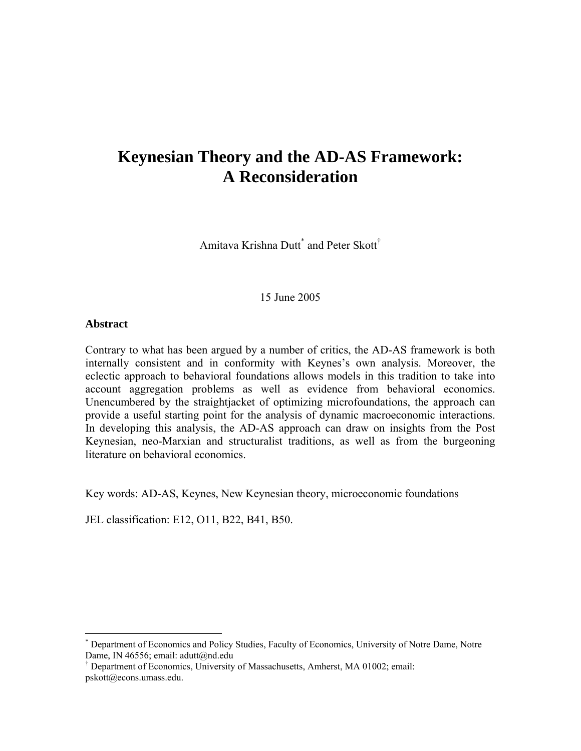# Keynesian Theory and the AD-AS Framework: A Reconsideration

Amitava Krishna Dutt[*] and Peter Skott[†]

15 June 2005

**Abstract**

Contrary to what has been argued by a number of critics, the AD-AS framework is both internally consistent and in conformity with Keynes's own analysis. Moreover, the eclectic approach to behavioral foundations allows models in this tradition to take into account aggregation problems as well as evidence from behavioral economics. Unencumbered by the straightjacket of optimizing microfoundations, the approach can provide a useful starting point for the analysis of dynamic macroeconomic interactions. In developing this analysis, the AD-AS approach can draw on insights from the Post Keynesian, neo-Marxian and structuralist traditions, as well as from the burgeoning literature on behavioral economics.

Key words: AD-AS, Keynes, New Keynesian theory, microeconomic foundations

JEL classification: E12, O11, B22, B41, B50.

---

[*] Department of Economics and Policy Studies, Faculty of Economics, University of Notre Dame, Notre Dame, IN 46556; email: adutt@nd.edu

[†] Department of Economics, University of Massachusetts, Amherst, MA 01002; email: pskott@econs.umass.edu.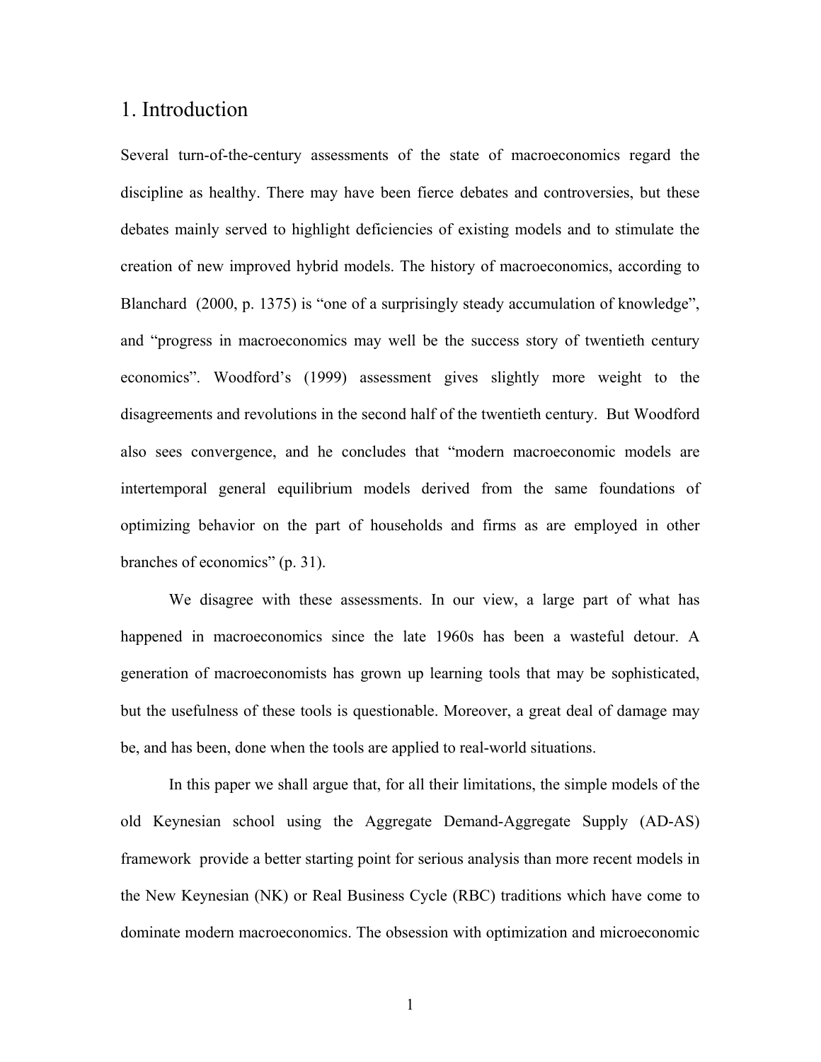# 1. Introduction

Several turn-of-the-century assessments of the state of macroeconomics regard the discipline as healthy. There may have been fierce debates and controversies, but these debates mainly served to highlight deficiencies of existing models and to stimulate the creation of new improved hybrid models. The history of macroeconomics, according to Blanchard (2000, p. 1375) is "one of a surprisingly steady accumulation of knowledge", and "progress in macroeconomics may well be the success story of twentieth century economics". Woodford's (1999) assessment gives slightly more weight to the disagreements and revolutions in the second half of the twentieth century. But Woodford also sees convergence, and he concludes that "modern macroeconomic models are intertemporal general equilibrium models derived from the same foundations of optimizing behavior on the part of households and firms as are employed in other branches of economics" (p. 31).

We disagree with these assessments. In our view, a large part of what has happened in macroeconomics since the late 1960s has been a wasteful detour. A generation of macroeconomists has grown up learning tools that may be sophisticated, but the usefulness of these tools is questionable. Moreover, a great deal of damage may be, and has been, done when the tools are applied to real-world situations.

In this paper we shall argue that, for all their limitations, the simple models of the old Keynesian school using the Aggregate Demand-Aggregate Supply (AD-AS) framework provide a better starting point for serious analysis than more recent models in the New Keynesian (NK) or Real Business Cycle (RBC) traditions which have come to dominate modern macroeconomics. The obsession with optimization and microeconomic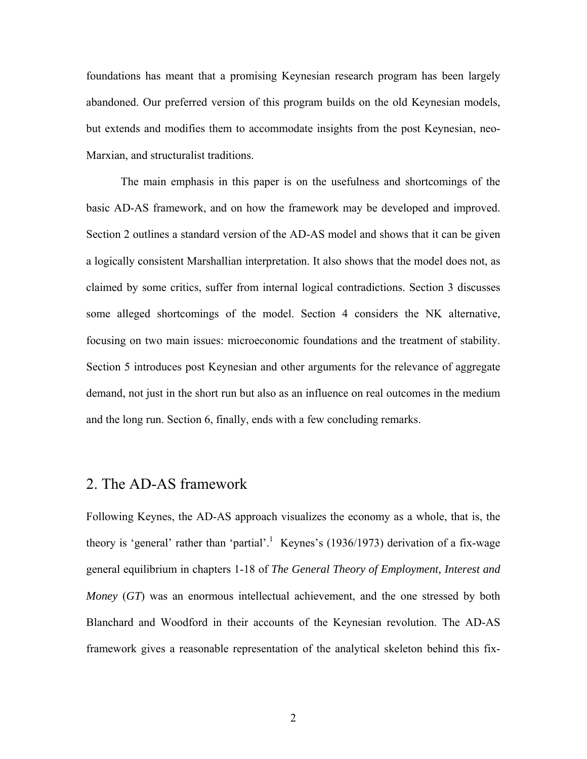foundations has meant that a promising Keynesian research program has been largely abandoned. Our preferred version of this program builds on the old Keynesian models, but extends and modifies them to accommodate insights from the post Keynesian, neo-Marxian, and structuralist traditions.

The main emphasis in this paper is on the usefulness and shortcomings of the basic AD-AS framework, and on how the framework may be developed and improved. Section 2 outlines a standard version of the AD-AS model and shows that it can be given a logically consistent Marshallian interpretation. It also shows that the model does not, as claimed by some critics, suffer from internal logical contradictions. Section 3 discusses some alleged shortcomings of the model. Section 4 considers the NK alternative, focusing on two main issues: microeconomic foundations and the treatment of stability. Section 5 introduces post Keynesian and other arguments for the relevance of aggregate demand, not just in the short run but also as an influence on real outcomes in the medium and the long run. Section 6, finally, ends with a few concluding remarks.

## 2. The AD-AS framework

Following Keynes, the AD-AS approach visualizes the economy as a whole, that is, the theory is 'general' rather than 'partial'.[1] Keynes's (1936/1973) derivation of a fix-wage general equilibrium in chapters 1-18 of *The General Theory of Employment, Interest and Money* (*GT*) was an enormous intellectual achievement, and the one stressed by both Blanchard and Woodford in their accounts of the Keynesian revolution. The AD-AS framework gives a reasonable representation of the analytical skeleton behind this fix-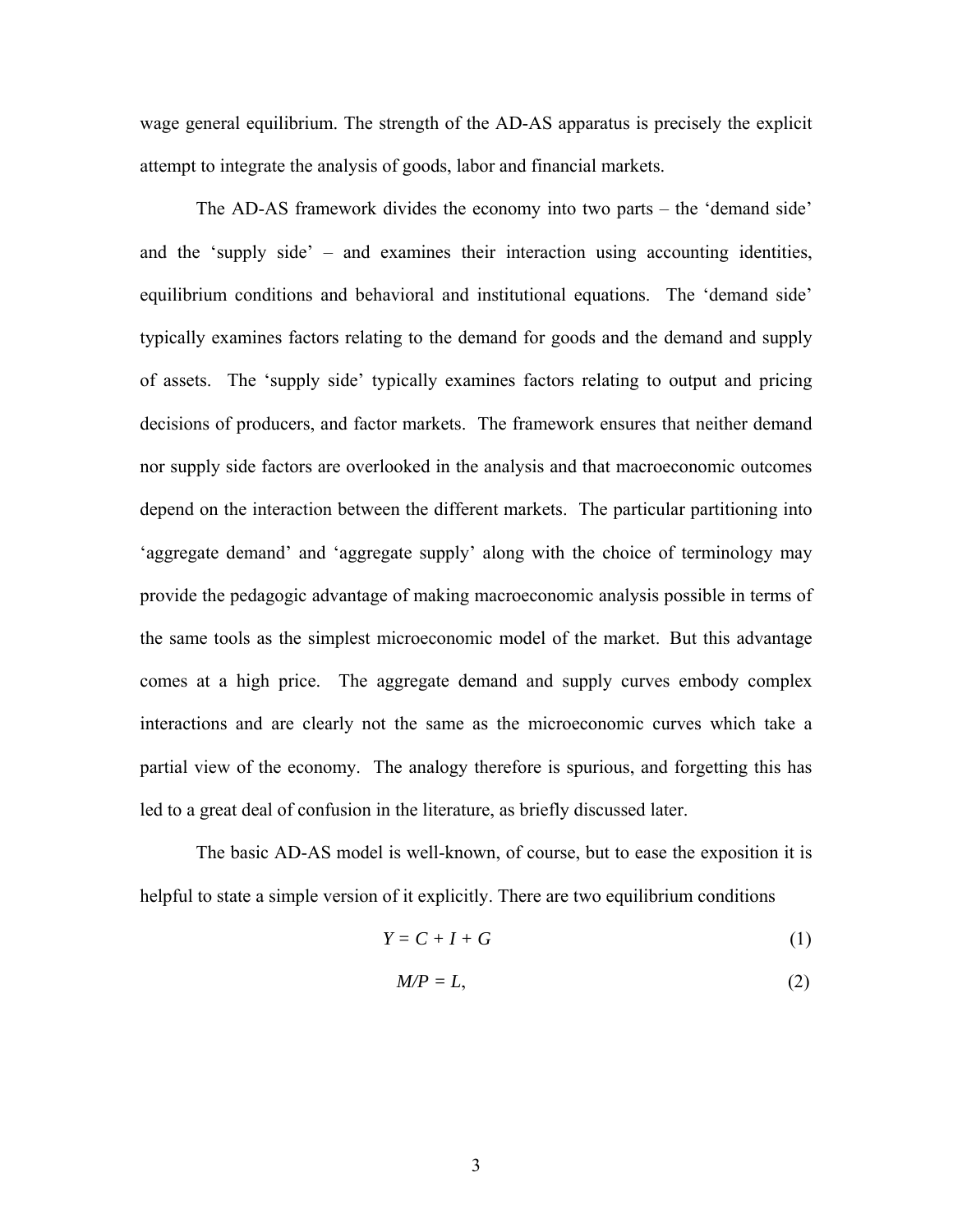wage general equilibrium. The strength of the AD-AS apparatus is precisely the explicit attempt to integrate the analysis of goods, labor and financial markets.

The AD-AS framework divides the economy into two parts – the 'demand side' and the 'supply side' – and examines their interaction using accounting identities, equilibrium conditions and behavioral and institutional equations. The 'demand side' typically examines factors relating to the demand for goods and the demand and supply of assets. The 'supply side' typically examines factors relating to output and pricing decisions of producers, and factor markets. The framework ensures that neither demand nor supply side factors are overlooked in the analysis and that macroeconomic outcomes depend on the interaction between the different markets. The particular partitioning into 'aggregate demand' and 'aggregate supply' along with the choice of terminology may provide the pedagogic advantage of making macroeconomic analysis possible in terms of the same tools as the simplest microeconomic model of the market. But this advantage comes at a high price. The aggregate demand and supply curves embody complex interactions and are clearly not the same as the microeconomic curves which take a partial view of the economy. The analogy therefore is spurious, and forgetting this has led to a great deal of confusion in the literature, as briefly discussed later.

The basic AD-AS model is well-known, of course, but to ease the exposition it is helpful to state a simple version of it explicitly. There are two equilibrium conditions

$$Y = C + I + G \tag{1}$$

$$M/P = L, \tag{2}$$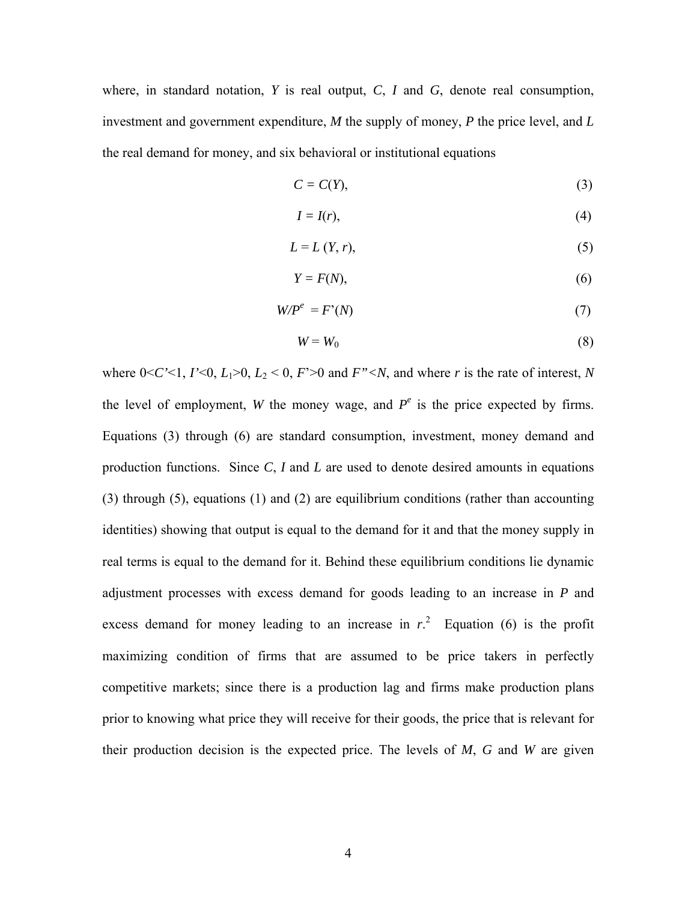where, in standard notation, $Y$ is real output, $C$, $I$ and $G$, denote real consumption, investment and government expenditure, $M$ the supply of money, $P$ the price level, and $L$ the real demand for money, and six behavioral or institutional equations

$$C = C(Y), \tag{3}$$

$$I = I(r), \tag{4}$$

$$L = L(Y, r), \tag{5}$$

$$Y = F(N), \tag{6}$$

$$W/P^e = F'(N) \tag{7}$$

$$W = W_0 \tag{8}$$

where $0<C'<1$, $I'<0$, $L_1>0$, $L_2 < 0$, $F'>0$ and $F''<N$, and where $r$ is the rate of interest, $N$ the level of employment, $W$ the money wage, and $P^e$ is the price expected by firms. Equations (3) through (6) are standard consumption, investment, money demand and production functions. Since $C$, $I$ and $L$ are used to denote desired amounts in equations (3) through (5), equations (1) and (2) are equilibrium conditions (rather than accounting identities) showing that output is equal to the demand for it and that the money supply in real terms is equal to the demand for it. Behind these equilibrium conditions lie dynamic adjustment processes with excess demand for goods leading to an increase in $P$ and excess demand for money leading to an increase in $r$.[2] Equation (6) is the profit maximizing condition of firms that are assumed to be price takers in perfectly competitive markets; since there is a production lag and firms make production plans prior to knowing what price they will receive for their goods, the price that is relevant for their production decision is the expected price. The levels of $M$, $G$ and $W$ are given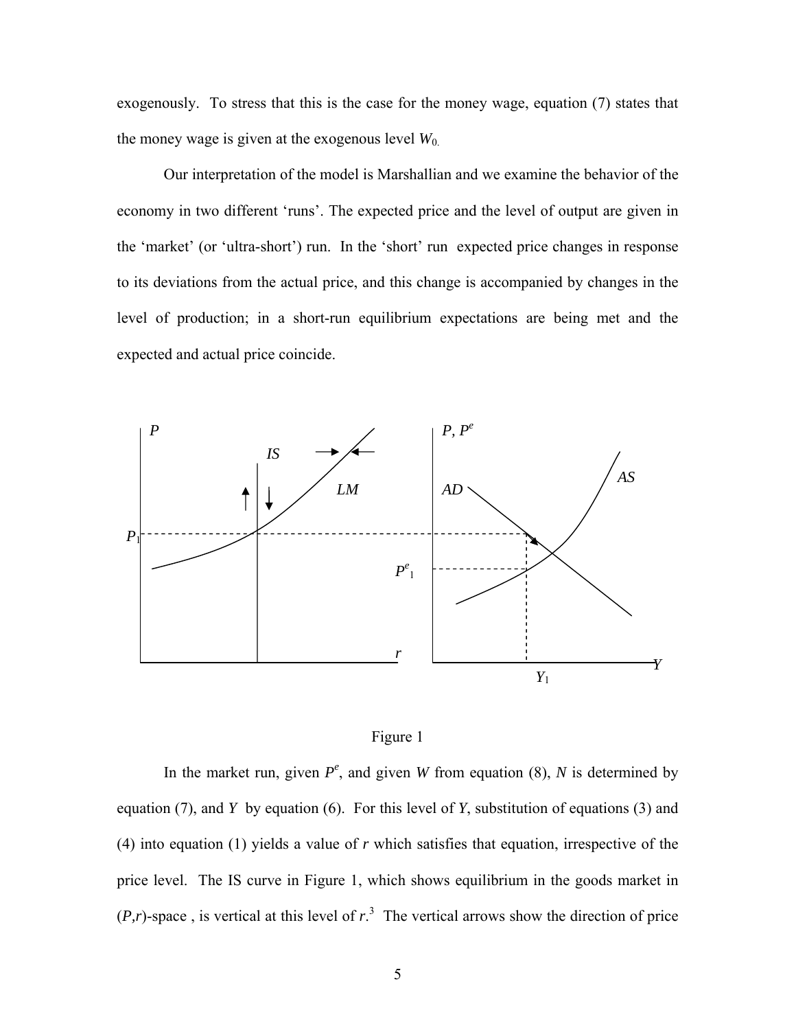exogenously. To stress that this is the case for the money wage, equation (7) states that the money wage is given at the exogenous level $W_0$.

Our interpretation of the model is Marshallian and we examine the behavior of the economy in two different 'runs'. The expected price and the level of output are given in the 'market' (or 'ultra-short') run. In the 'short' run expected price changes in response to its deviations from the actual price, and this change is accompanied by changes in the level of production; in a short-run equilibrium expectations are being met and the expected and actual price coincide.

Figure 1

In the market run, given $P^e$, and given $W$ from equation (8), $N$ is determined by equation (7), and $Y$ by equation (6). For this level of $Y$, substitution of equations (3) and (4) into equation (1) yields a value of $r$ which satisfies that equation, irrespective of the price level. The IS curve in Figure 1, which shows equilibrium in the goods market in $(P,r)$-space , is vertical at this level of $r$.[3] The vertical arrows show the direction of price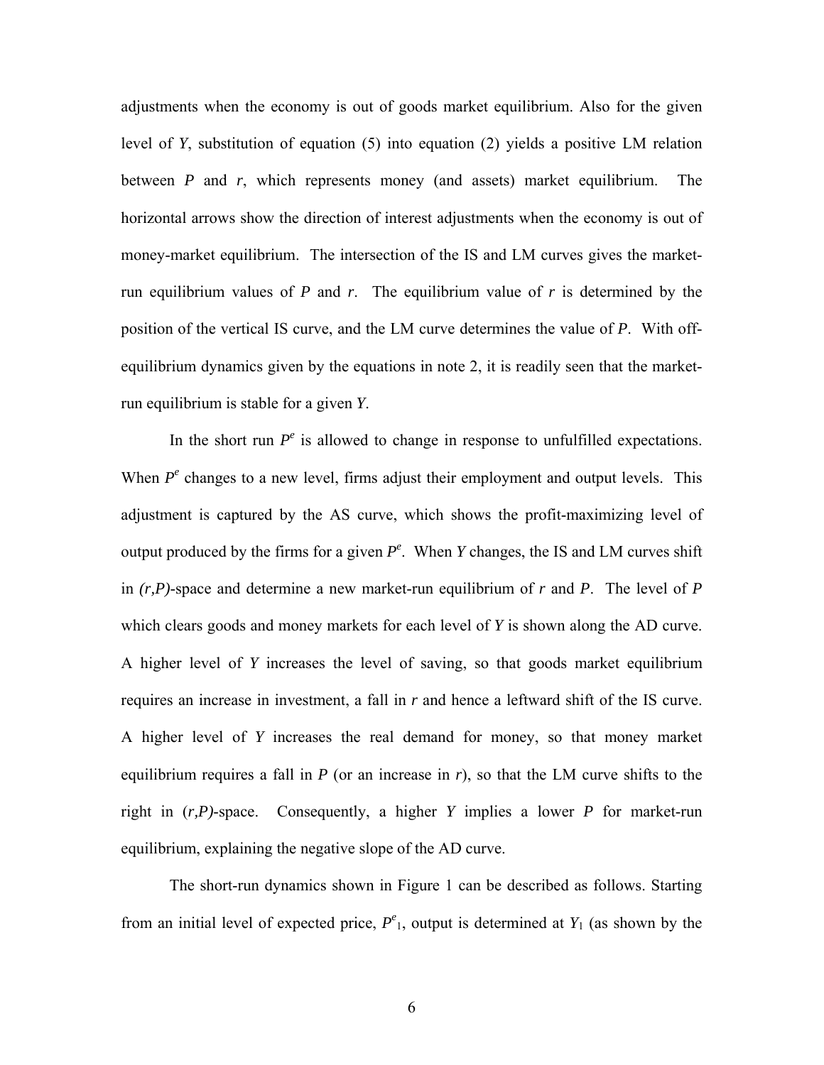adjustments when the economy is out of goods market equilibrium. Also for the given level of *Y*, substitution of equation (5) into equation (2) yields a positive LM relation between *P* and *r*, which represents money (and assets) market equilibrium. The horizontal arrows show the direction of interest adjustments when the economy is out of money-market equilibrium. The intersection of the IS and LM curves gives the market-run equilibrium values of *P* and *r*. The equilibrium value of *r* is determined by the position of the vertical IS curve, and the LM curve determines the value of *P*. With off-equilibrium dynamics given by the equations in note 2, it is readily seen that the market-run equilibrium is stable for a given *Y*.

In the short run $P^e$ is allowed to change in response to unfulfilled expectations. When $P^e$ changes to a new level, firms adjust their employment and output levels. This adjustment is captured by the AS curve, which shows the profit-maximizing level of output produced by the firms for a given $P^e$. When *Y* changes, the IS and LM curves shift in *(r,P)*-space and determine a new market-run equilibrium of *r* and *P*. The level of *P* which clears goods and money markets for each level of *Y* is shown along the AD curve. A higher level of *Y* increases the level of saving, so that goods market equilibrium requires an increase in investment, a fall in *r* and hence a leftward shift of the IS curve. A higher level of *Y* increases the real demand for money, so that money market equilibrium requires a fall in *P* (or an increase in *r*), so that the LM curve shifts to the right in (*r,P)*-space. Consequently, a higher *Y* implies a lower *P* for market-run equilibrium, explaining the negative slope of the AD curve.

The short-run dynamics shown in Figure 1 can be described as follows. Starting from an initial level of expected price, $P^e_1$, output is determined at $Y_1$ (as shown by the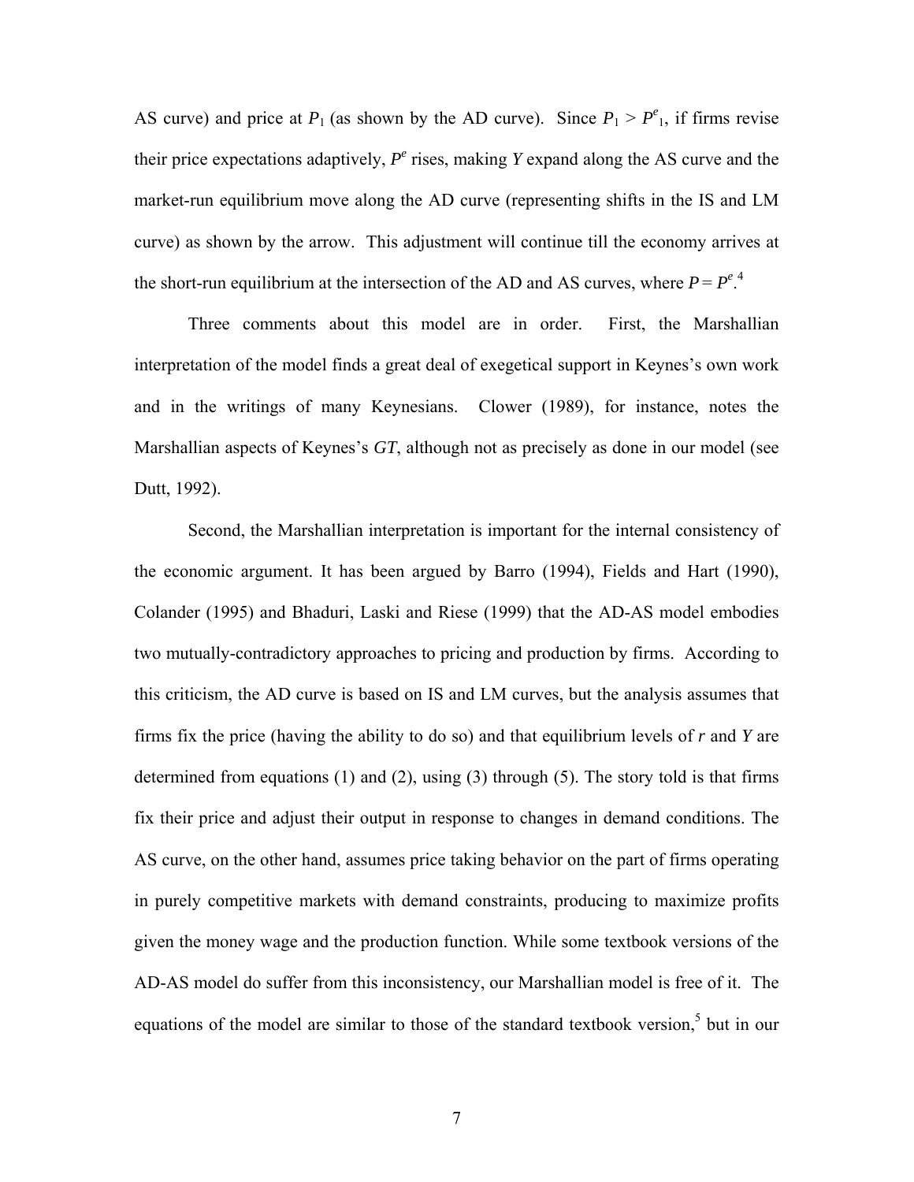AS curve) and price at $P_1$ (as shown by the AD curve). Since $P_1 > P^e_1$, if firms revise their price expectations adaptively, $P^e$ rises, making $Y$ expand along the AS curve and the market-run equilibrium move along the AD curve (representing shifts in the IS and LM curve) as shown by the arrow. This adjustment will continue till the economy arrives at the short-run equilibrium at the intersection of the AD and AS curves, where $P = P^e$.[4]

Three comments about this model are in order. First, the Marshallian interpretation of the model finds a great deal of exegetical support in Keynes's own work and in the writings of many Keynesians. Clower (1989), for instance, notes the Marshallian aspects of Keynes's *GT*, although not as precisely as done in our model (see Dutt, 1992).

Second, the Marshallian interpretation is important for the internal consistency of the economic argument. It has been argued by Barro (1994), Fields and Hart (1990), Colander (1995) and Bhaduri, Laski and Riese (1999) that the AD-AS model embodies two mutually-contradictory approaches to pricing and production by firms. According to this criticism, the AD curve is based on IS and LM curves, but the analysis assumes that firms fix the price (having the ability to do so) and that equilibrium levels of $r$ and $Y$ are determined from equations (1) and (2), using (3) through (5). The story told is that firms fix their price and adjust their output in response to changes in demand conditions. The AS curve, on the other hand, assumes price taking behavior on the part of firms operating in purely competitive markets with demand constraints, producing to maximize profits given the money wage and the production function. While some textbook versions of the AD-AS model do suffer from this inconsistency, our Marshallian model is free of it. The equations of the model are similar to those of the standard textbook version,[5] but in our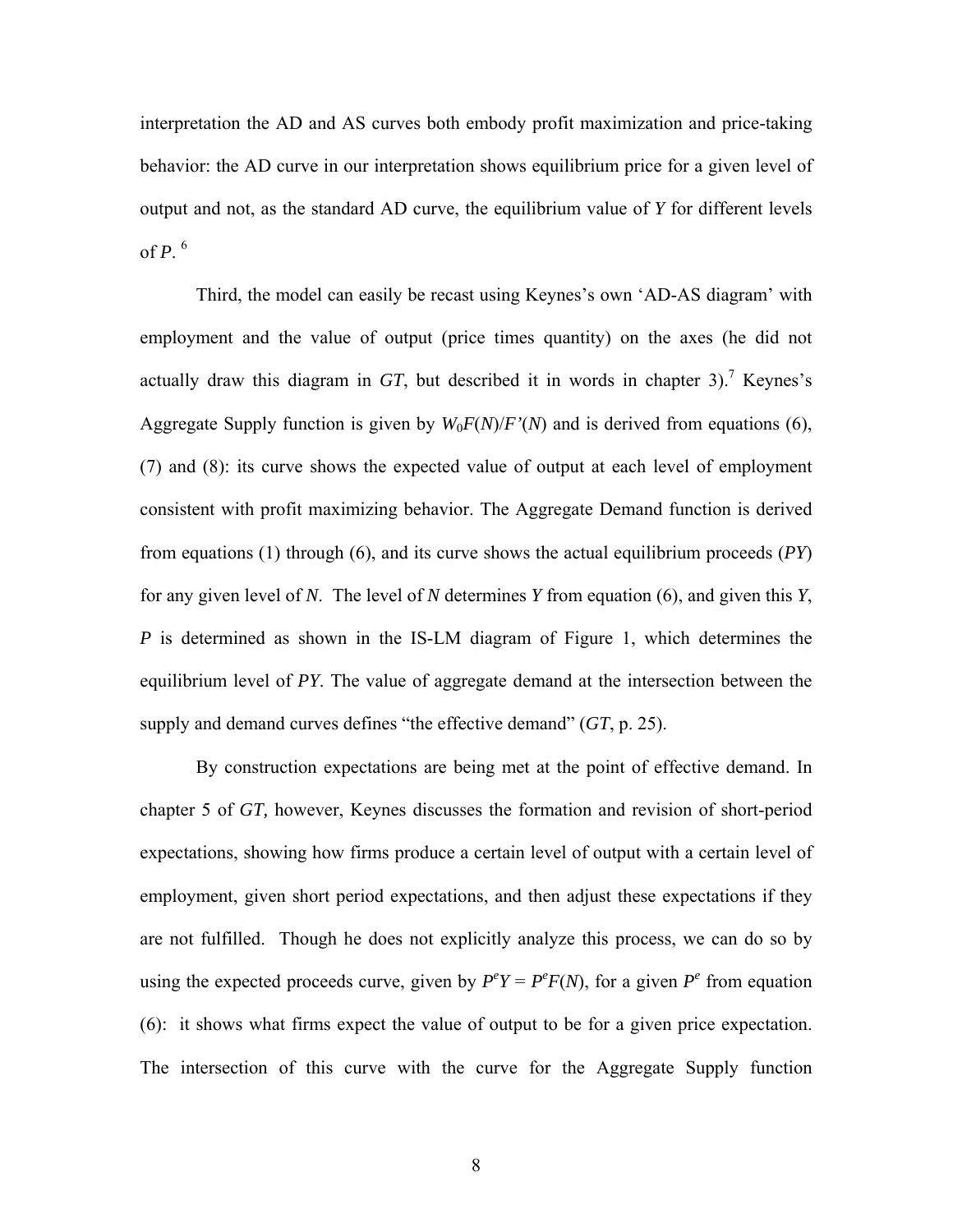interpretation the AD and AS curves both embody profit maximization and price-taking behavior: the AD curve in our interpretation shows equilibrium price for a given level of output and not, as the standard AD curve, the equilibrium value of *Y* for different levels of *P*.[6]

Third, the model can easily be recast using Keynes's own 'AD-AS diagram' with employment and the value of output (price times quantity) on the axes (he did not actually draw this diagram in *GT*, but described it in words in chapter 3).[7] Keynes's Aggregate Supply function is given by $W_0F(N)/F'(N)$ and is derived from equations (6), (7) and (8): its curve shows the expected value of output at each level of employment consistent with profit maximizing behavior. The Aggregate Demand function is derived from equations (1) through (6), and its curve shows the actual equilibrium proceeds ($PY$) for any given level of $N$. The level of $N$ determines $Y$ from equation (6), and given this $Y$, $P$ is determined as shown in the IS-LM diagram of Figure 1, which determines the equilibrium level of $PY$. The value of aggregate demand at the intersection between the supply and demand curves defines "the effective demand" (*GT*, p. 25).

By construction expectations are being met at the point of effective demand. In chapter 5 of *GT,* however, Keynes discusses the formation and revision of short-period expectations, showing how firms produce a certain level of output with a certain level of employment, given short period expectations, and then adjust these expectations if they are not fulfilled. Though he does not explicitly analyze this process, we can do so by using the expected proceeds curve, given by $P^eY = P^eF(N)$, for a given $P^e$ from equation (6): it shows what firms expect the value of output to be for a given price expectation. The intersection of this curve with the curve for the Aggregate Supply function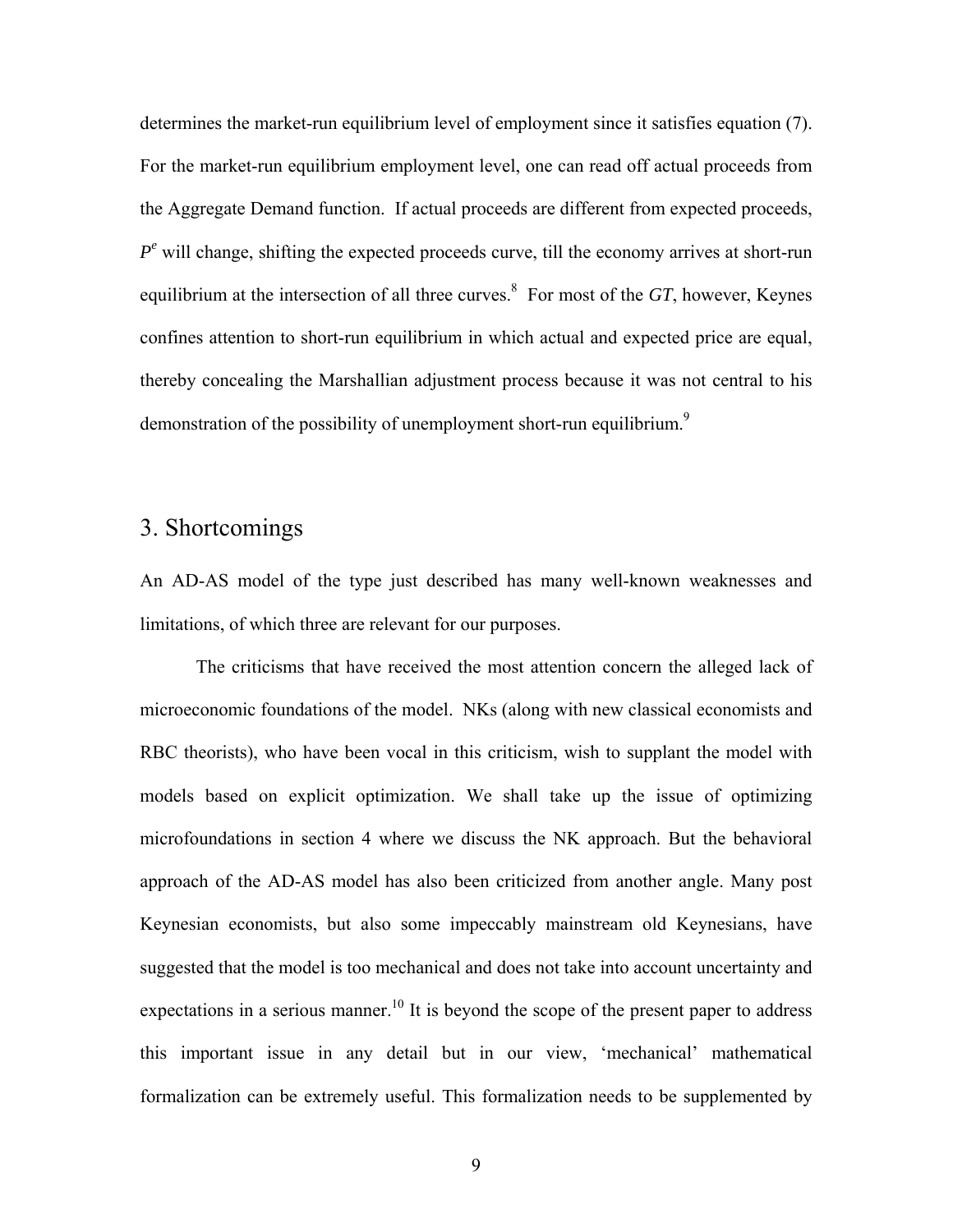determines the market-run equilibrium level of employment since it satisfies equation (7). For the market-run equilibrium employment level, one can read off actual proceeds from the Aggregate Demand function. If actual proceeds are different from expected proceeds, $P^e$ will change, shifting the expected proceeds curve, till the economy arrives at short-run equilibrium at the intersection of all three curves.[8] For most of the *GT*, however, Keynes confines attention to short-run equilibrium in which actual and expected price are equal, thereby concealing the Marshallian adjustment process because it was not central to his demonstration of the possibility of unemployment short-run equilibrium.[9]

## 3. Shortcomings

An AD-AS model of the type just described has many well-known weaknesses and limitations, of which three are relevant for our purposes.

The criticisms that have received the most attention concern the alleged lack of microeconomic foundations of the model. NKs (along with new classical economists and RBC theorists), who have been vocal in this criticism, wish to supplant the model with models based on explicit optimization. We shall take up the issue of optimizing microfoundations in section 4 where we discuss the NK approach. But the behavioral approach of the AD-AS model has also been criticized from another angle. Many post Keynesian economists, but also some impeccably mainstream old Keynesians, have suggested that the model is too mechanical and does not take into account uncertainty and expectations in a serious manner.[10] It is beyond the scope of the present paper to address this important issue in any detail but in our view, 'mechanical' mathematical formalization can be extremely useful. This formalization needs to be supplemented by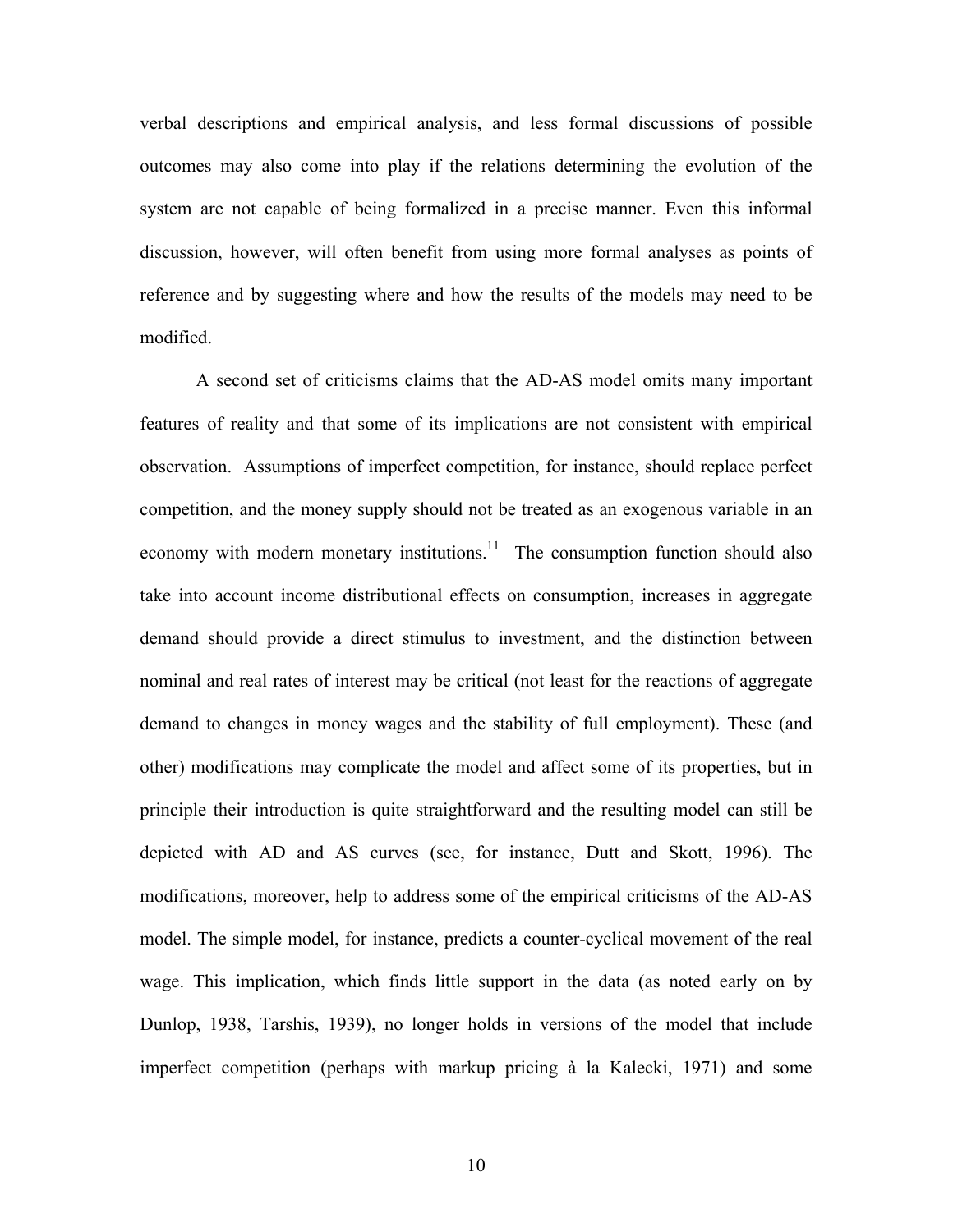verbal descriptions and empirical analysis, and less formal discussions of possible outcomes may also come into play if the relations determining the evolution of the system are not capable of being formalized in a precise manner. Even this informal discussion, however, will often benefit from using more formal analyses as points of reference and by suggesting where and how the results of the models may need to be modified.

A second set of criticisms claims that the AD-AS model omits many important features of reality and that some of its implications are not consistent with empirical observation. Assumptions of imperfect competition, for instance, should replace perfect competition, and the money supply should not be treated as an exogenous variable in an economy with modern monetary institutions.[11] The consumption function should also take into account income distributional effects on consumption, increases in aggregate demand should provide a direct stimulus to investment, and the distinction between nominal and real rates of interest may be critical (not least for the reactions of aggregate demand to changes in money wages and the stability of full employment). These (and other) modifications may complicate the model and affect some of its properties, but in principle their introduction is quite straightforward and the resulting model can still be depicted with AD and AS curves (see, for instance, Dutt and Skott, 1996). The modifications, moreover, help to address some of the empirical criticisms of the AD-AS model. The simple model, for instance, predicts a counter-cyclical movement of the real wage. This implication, which finds little support in the data (as noted early on by Dunlop, 1938, Tarshis, 1939), no longer holds in versions of the model that include imperfect competition (perhaps with markup pricing à la Kalecki, 1971) and some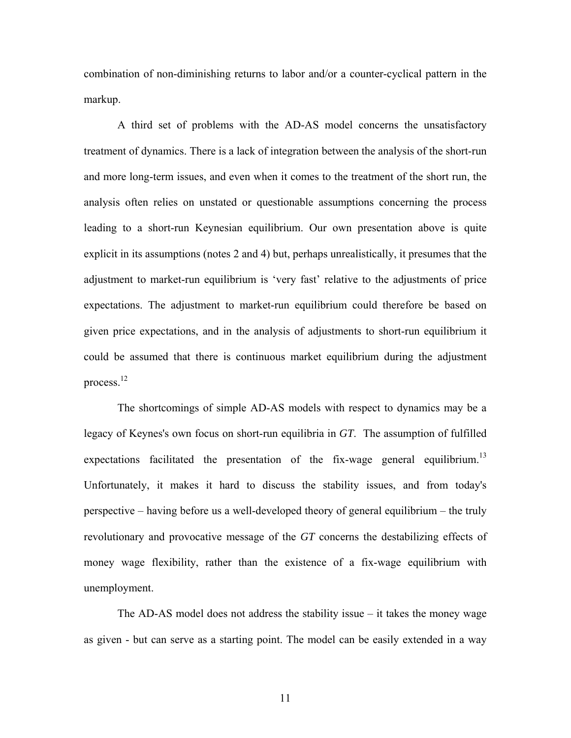combination of non-diminishing returns to labor and/or a counter-cyclical pattern in the markup.

A third set of problems with the AD-AS model concerns the unsatisfactory treatment of dynamics. There is a lack of integration between the analysis of the short-run and more long-term issues, and even when it comes to the treatment of the short run, the analysis often relies on unstated or questionable assumptions concerning the process leading to a short-run Keynesian equilibrium. Our own presentation above is quite explicit in its assumptions (notes 2 and 4) but, perhaps unrealistically, it presumes that the adjustment to market-run equilibrium is 'very fast' relative to the adjustments of price expectations. The adjustment to market-run equilibrium could therefore be based on given price expectations, and in the analysis of adjustments to short-run equilibrium it could be assumed that there is continuous market equilibrium during the adjustment process.[12]

The shortcomings of simple AD-AS models with respect to dynamics may be a legacy of Keynes's own focus on short-run equilibria in *GT*. The assumption of fulfilled expectations facilitated the presentation of the fix-wage general equilibrium.[13] Unfortunately, it makes it hard to discuss the stability issues, and from today's perspective – having before us a well-developed theory of general equilibrium – the truly revolutionary and provocative message of the *GT* concerns the destabilizing effects of money wage flexibility, rather than the existence of a fix-wage equilibrium with unemployment.

The AD-AS model does not address the stability issue – it takes the money wage as given - but can serve as a starting point. The model can be easily extended in a way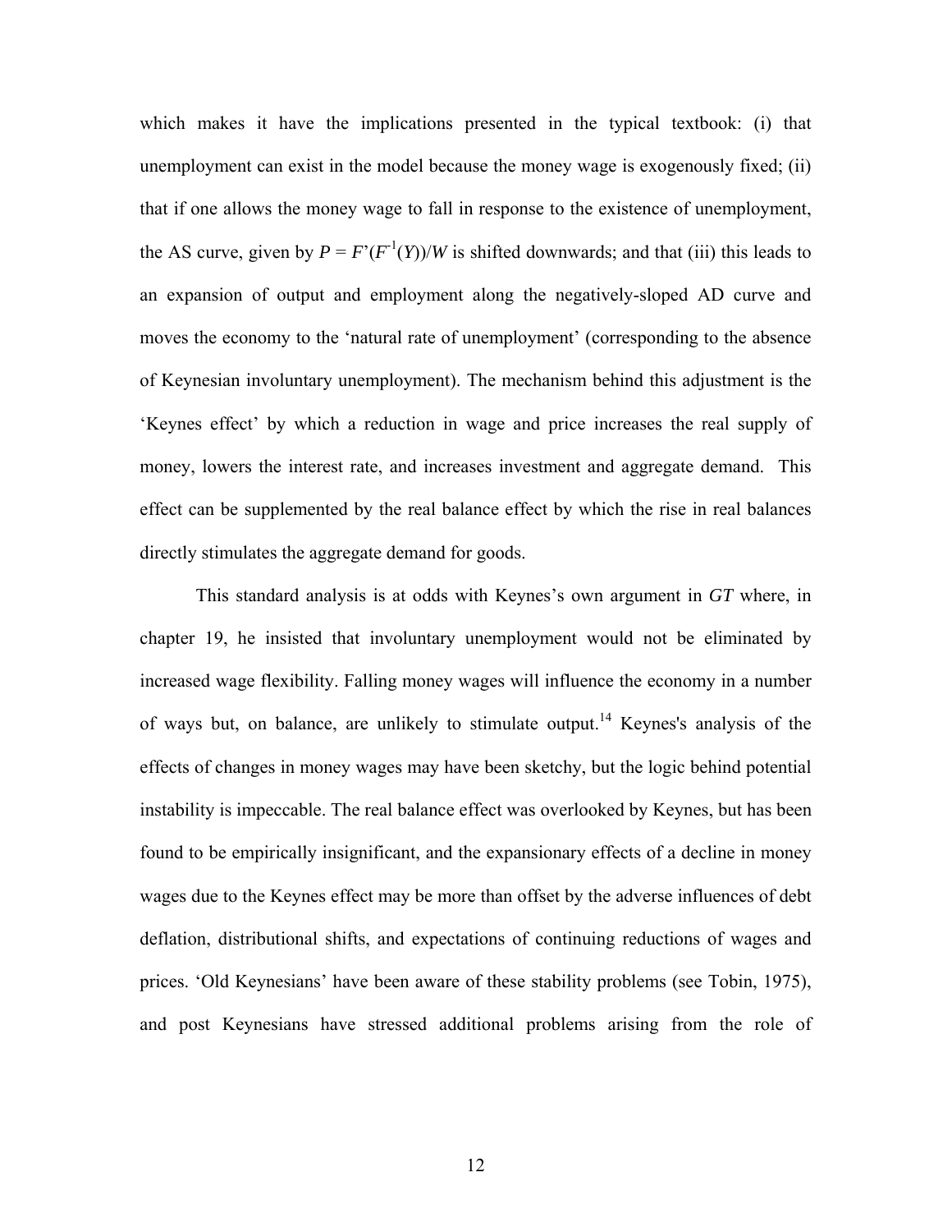which makes it have the implications presented in the typical textbook: (i) that unemployment can exist in the model because the money wage is exogenously fixed; (ii) that if one allows the money wage to fall in response to the existence of unemployment, the AS curve, given by $P = F'(F^{-1}(Y))/W$ is shifted downwards; and that (iii) this leads to an expansion of output and employment along the negatively-sloped AD curve and moves the economy to the 'natural rate of unemployment' (corresponding to the absence of Keynesian involuntary unemployment). The mechanism behind this adjustment is the 'Keynes effect' by which a reduction in wage and price increases the real supply of money, lowers the interest rate, and increases investment and aggregate demand. This effect can be supplemented by the real balance effect by which the rise in real balances directly stimulates the aggregate demand for goods.

This standard analysis is at odds with Keynes's own argument in *GT* where, in chapter 19, he insisted that involuntary unemployment would not be eliminated by increased wage flexibility. Falling money wages will influence the economy in a number of ways but, on balance, are unlikely to stimulate output.[14] Keynes's analysis of the effects of changes in money wages may have been sketchy, but the logic behind potential instability is impeccable. The real balance effect was overlooked by Keynes, but has been found to be empirically insignificant, and the expansionary effects of a decline in money wages due to the Keynes effect may be more than offset by the adverse influences of debt deflation, distributional shifts, and expectations of continuing reductions of wages and prices. 'Old Keynesians' have been aware of these stability problems (see Tobin, 1975), and post Keynesians have stressed additional problems arising from the role of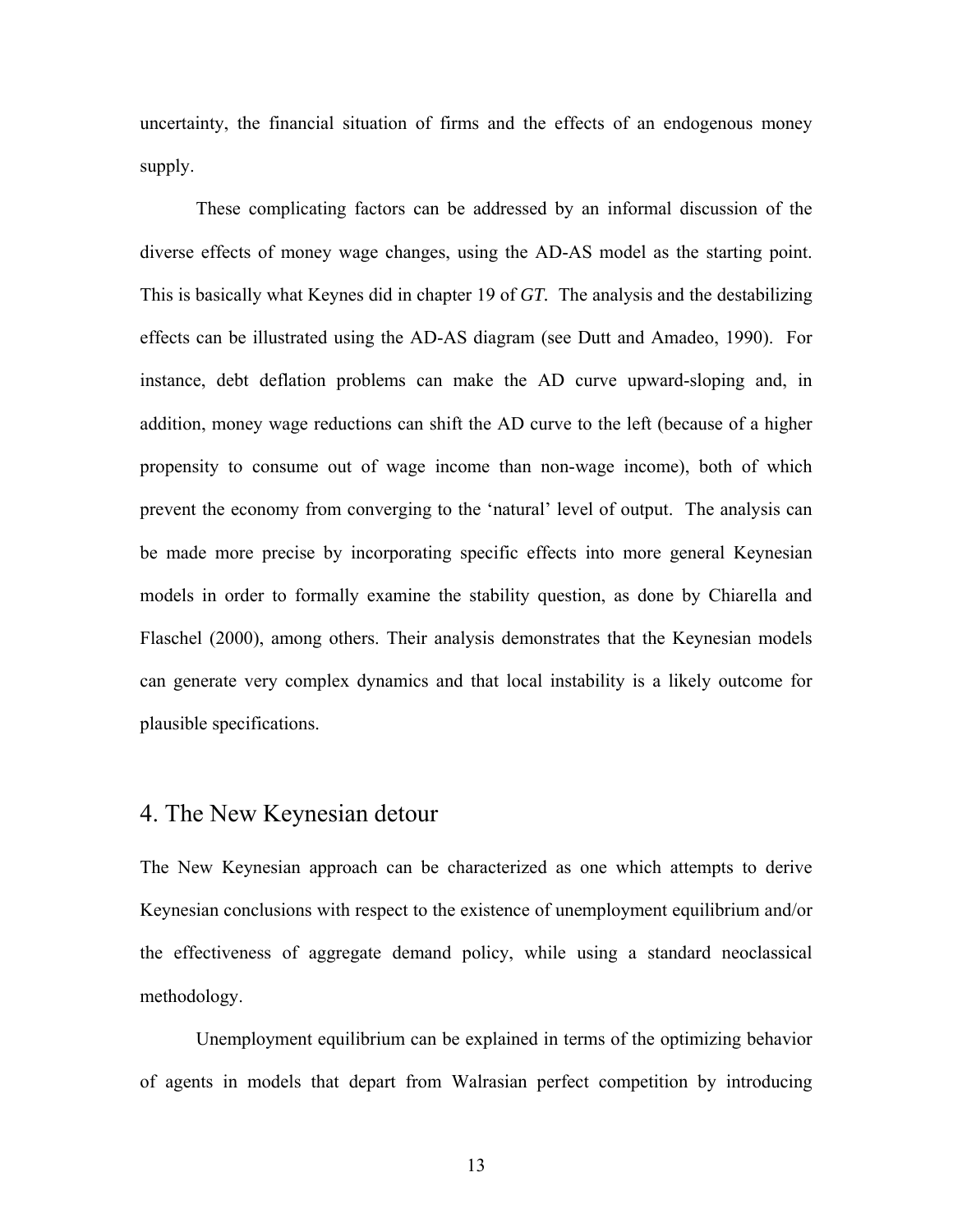uncertainty, the financial situation of firms and the effects of an endogenous money supply.

These complicating factors can be addressed by an informal discussion of the diverse effects of money wage changes, using the AD-AS model as the starting point. This is basically what Keynes did in chapter 19 of *GT*. The analysis and the destabilizing effects can be illustrated using the AD-AS diagram (see Dutt and Amadeo, 1990). For instance, debt deflation problems can make the AD curve upward-sloping and, in addition, money wage reductions can shift the AD curve to the left (because of a higher propensity to consume out of wage income than non-wage income), both of which prevent the economy from converging to the 'natural' level of output. The analysis can be made more precise by incorporating specific effects into more general Keynesian models in order to formally examine the stability question, as done by Chiarella and Flaschel (2000), among others. Their analysis demonstrates that the Keynesian models can generate very complex dynamics and that local instability is a likely outcome for plausible specifications.

## 4. The New Keynesian detour

The New Keynesian approach can be characterized as one which attempts to derive Keynesian conclusions with respect to the existence of unemployment equilibrium and/or the effectiveness of aggregate demand policy, while using a standard neoclassical methodology.

Unemployment equilibrium can be explained in terms of the optimizing behavior of agents in models that depart from Walrasian perfect competition by introducing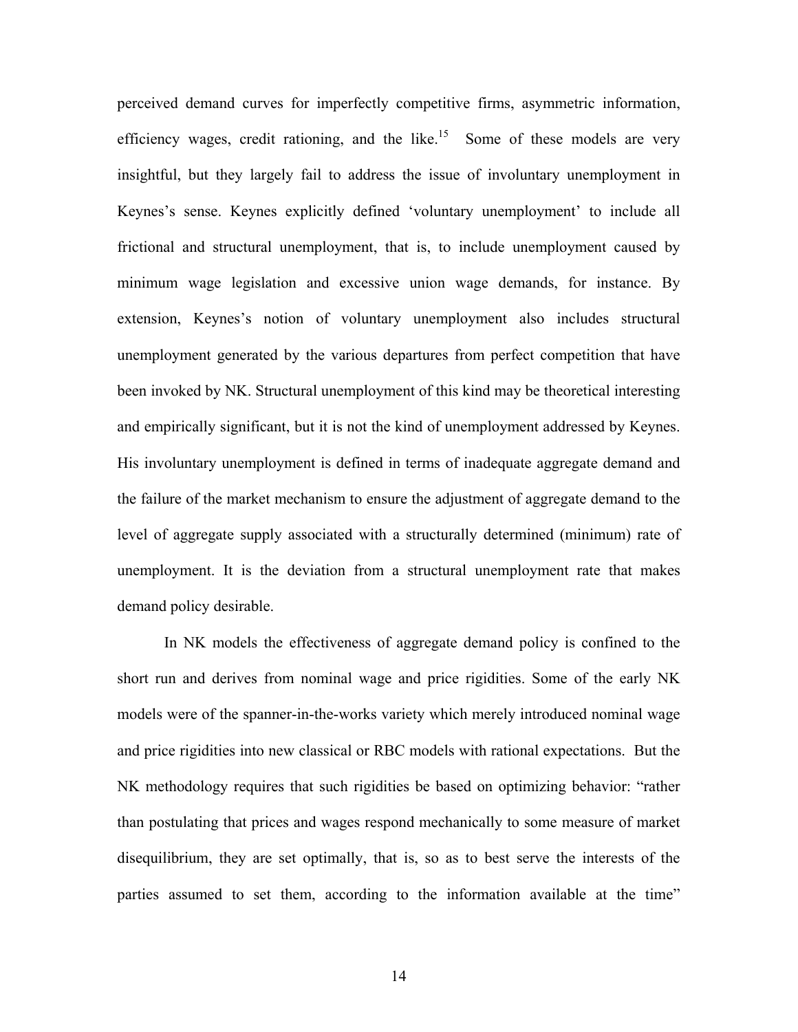perceived demand curves for imperfectly competitive firms, asymmetric information, efficiency wages, credit rationing, and the like.[15] Some of these models are very insightful, but they largely fail to address the issue of involuntary unemployment in Keynes's sense. Keynes explicitly defined 'voluntary unemployment' to include all frictional and structural unemployment, that is, to include unemployment caused by minimum wage legislation and excessive union wage demands, for instance. By extension, Keynes's notion of voluntary unemployment also includes structural unemployment generated by the various departures from perfect competition that have been invoked by NK. Structural unemployment of this kind may be theoretical interesting and empirically significant, but it is not the kind of unemployment addressed by Keynes. His involuntary unemployment is defined in terms of inadequate aggregate demand and the failure of the market mechanism to ensure the adjustment of aggregate demand to the level of aggregate supply associated with a structurally determined (minimum) rate of unemployment. It is the deviation from a structural unemployment rate that makes demand policy desirable.

In NK models the effectiveness of aggregate demand policy is confined to the short run and derives from nominal wage and price rigidities. Some of the early NK models were of the spanner-in-the-works variety which merely introduced nominal wage and price rigidities into new classical or RBC models with rational expectations. But the NK methodology requires that such rigidities be based on optimizing behavior: "rather than postulating that prices and wages respond mechanically to some measure of market disequilibrium, they are set optimally, that is, so as to best serve the interests of the parties assumed to set them, according to the information available at the time"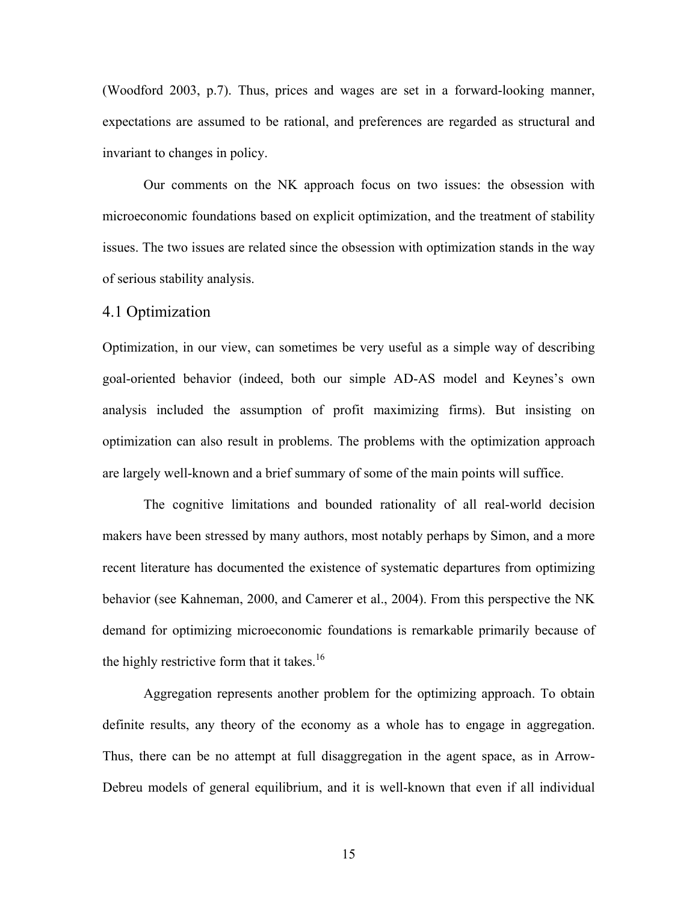(Woodford 2003, p.7). Thus, prices and wages are set in a forward-looking manner, expectations are assumed to be rational, and preferences are regarded as structural and invariant to changes in policy.

Our comments on the NK approach focus on two issues: the obsession with microeconomic foundations based on explicit optimization, and the treatment of stability issues. The two issues are related since the obsession with optimization stands in the way of serious stability analysis.

## 4.1 Optimization

Optimization, in our view, can sometimes be very useful as a simple way of describing goal-oriented behavior (indeed, both our simple AD-AS model and Keynes's own analysis included the assumption of profit maximizing firms). But insisting on optimization can also result in problems. The problems with the optimization approach are largely well-known and a brief summary of some of the main points will suffice.

The cognitive limitations and bounded rationality of all real-world decision makers have been stressed by many authors, most notably perhaps by Simon, and a more recent literature has documented the existence of systematic departures from optimizing behavior (see Kahneman, 2000, and Camerer et al., 2004). From this perspective the NK demand for optimizing microeconomic foundations is remarkable primarily because of the highly restrictive form that it takes.[16]

Aggregation represents another problem for the optimizing approach. To obtain definite results, any theory of the economy as a whole has to engage in aggregation. Thus, there can be no attempt at full disaggregation in the agent space, as in Arrow-Debreu models of general equilibrium, and it is well-known that even if all individual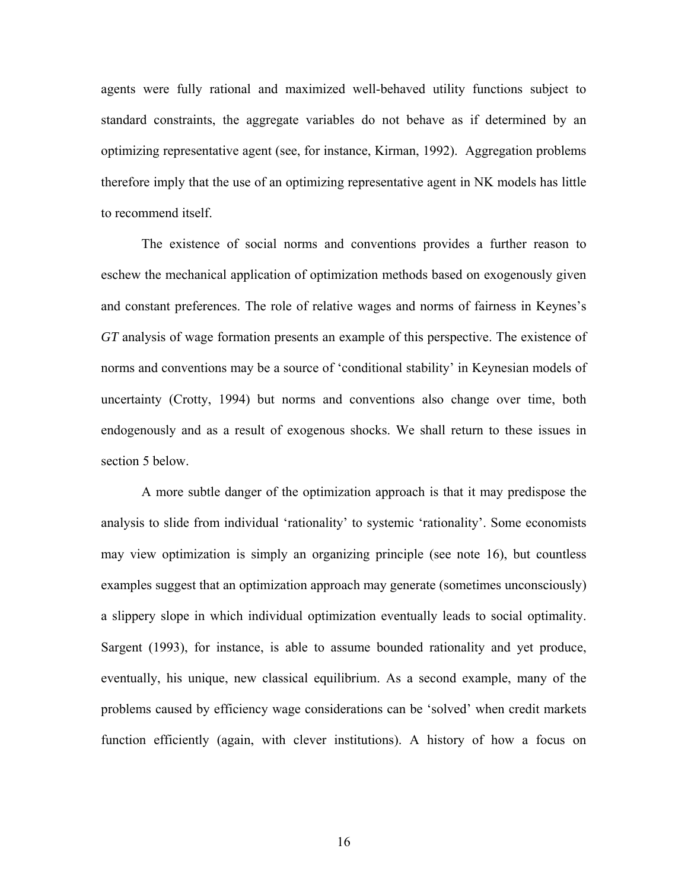agents were fully rational and maximized well-behaved utility functions subject to standard constraints, the aggregate variables do not behave as if determined by an optimizing representative agent (see, for instance, Kirman, 1992). Aggregation problems therefore imply that the use of an optimizing representative agent in NK models has little to recommend itself.

The existence of social norms and conventions provides a further reason to eschew the mechanical application of optimization methods based on exogenously given and constant preferences. The role of relative wages and norms of fairness in Keynes's *GT* analysis of wage formation presents an example of this perspective. The existence of norms and conventions may be a source of 'conditional stability' in Keynesian models of uncertainty (Crotty, 1994) but norms and conventions also change over time, both endogenously and as a result of exogenous shocks. We shall return to these issues in section 5 below.

A more subtle danger of the optimization approach is that it may predispose the analysis to slide from individual 'rationality' to systemic 'rationality'. Some economists may view optimization is simply an organizing principle (see note 16), but countless examples suggest that an optimization approach may generate (sometimes unconsciously) a slippery slope in which individual optimization eventually leads to social optimality. Sargent (1993), for instance, is able to assume bounded rationality and yet produce, eventually, his unique, new classical equilibrium. As a second example, many of the problems caused by efficiency wage considerations can be 'solved' when credit markets function efficiently (again, with clever institutions). A history of how a focus on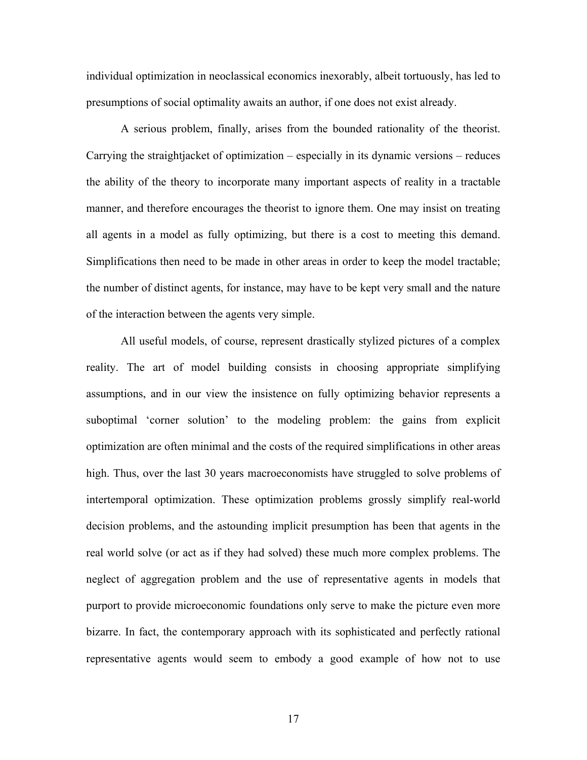individual optimization in neoclassical economics inexorably, albeit tortuously, has led to presumptions of social optimality awaits an author, if one does not exist already.

A serious problem, finally, arises from the bounded rationality of the theorist. Carrying the straightjacket of optimization – especially in its dynamic versions – reduces the ability of the theory to incorporate many important aspects of reality in a tractable manner, and therefore encourages the theorist to ignore them. One may insist on treating all agents in a model as fully optimizing, but there is a cost to meeting this demand. Simplifications then need to be made in other areas in order to keep the model tractable; the number of distinct agents, for instance, may have to be kept very small and the nature of the interaction between the agents very simple.

All useful models, of course, represent drastically stylized pictures of a complex reality. The art of model building consists in choosing appropriate simplifying assumptions, and in our view the insistence on fully optimizing behavior represents a suboptimal 'corner solution' to the modeling problem: the gains from explicit optimization are often minimal and the costs of the required simplifications in other areas high. Thus, over the last 30 years macroeconomists have struggled to solve problems of intertemporal optimization. These optimization problems grossly simplify real-world decision problems, and the astounding implicit presumption has been that agents in the real world solve (or act as if they had solved) these much more complex problems. The neglect of aggregation problem and the use of representative agents in models that purport to provide microeconomic foundations only serve to make the picture even more bizarre. In fact, the contemporary approach with its sophisticated and perfectly rational representative agents would seem to embody a good example of how not to use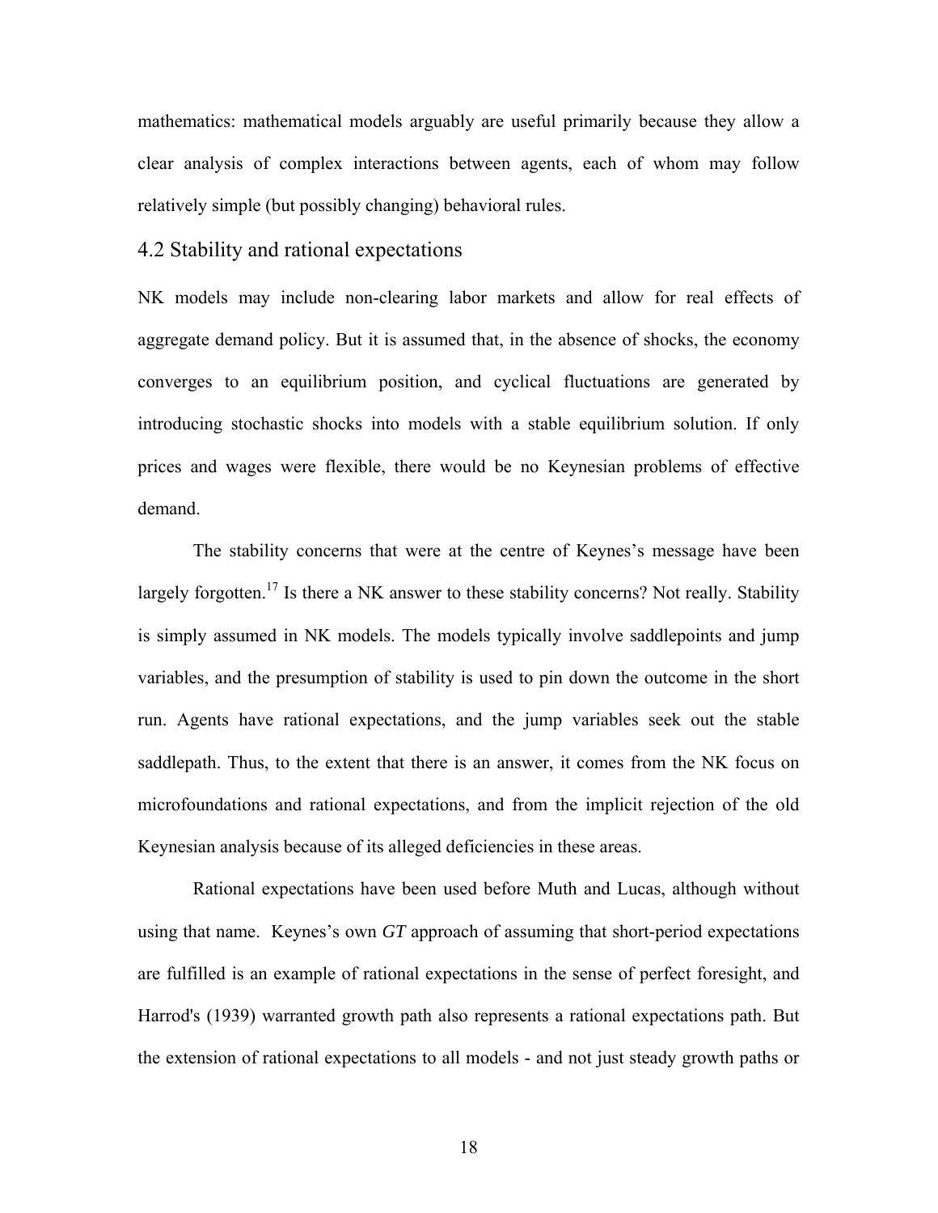mathematics: mathematical models arguably are useful primarily because they allow a clear analysis of complex interactions between agents, each of whom may follow relatively simple (but possibly changing) behavioral rules.

## 4.2 Stability and rational expectations

NK models may include non-clearing labor markets and allow for real effects of aggregate demand policy. But it is assumed that, in the absence of shocks, the economy converges to an equilibrium position, and cyclical fluctuations are generated by introducing stochastic shocks into models with a stable equilibrium solution. If only prices and wages were flexible, there would be no Keynesian problems of effective demand.

The stability concerns that were at the centre of Keynes's message have been largely forgotten.[17] Is there a NK answer to these stability concerns? Not really. Stability is simply assumed in NK models. The models typically involve saddlepoints and jump variables, and the presumption of stability is used to pin down the outcome in the short run. Agents have rational expectations, and the jump variables seek out the stable saddlepath. Thus, to the extent that there is an answer, it comes from the NK focus on microfoundations and rational expectations, and from the implicit rejection of the old Keynesian analysis because of its alleged deficiencies in these areas.

Rational expectations have been used before Muth and Lucas, although without using that name. Keynes's own *GT* approach of assuming that short-period expectations are fulfilled is an example of rational expectations in the sense of perfect foresight, and Harrod's (1939) warranted growth path also represents a rational expectations path. But the extension of rational expectations to all models - and not just steady growth paths or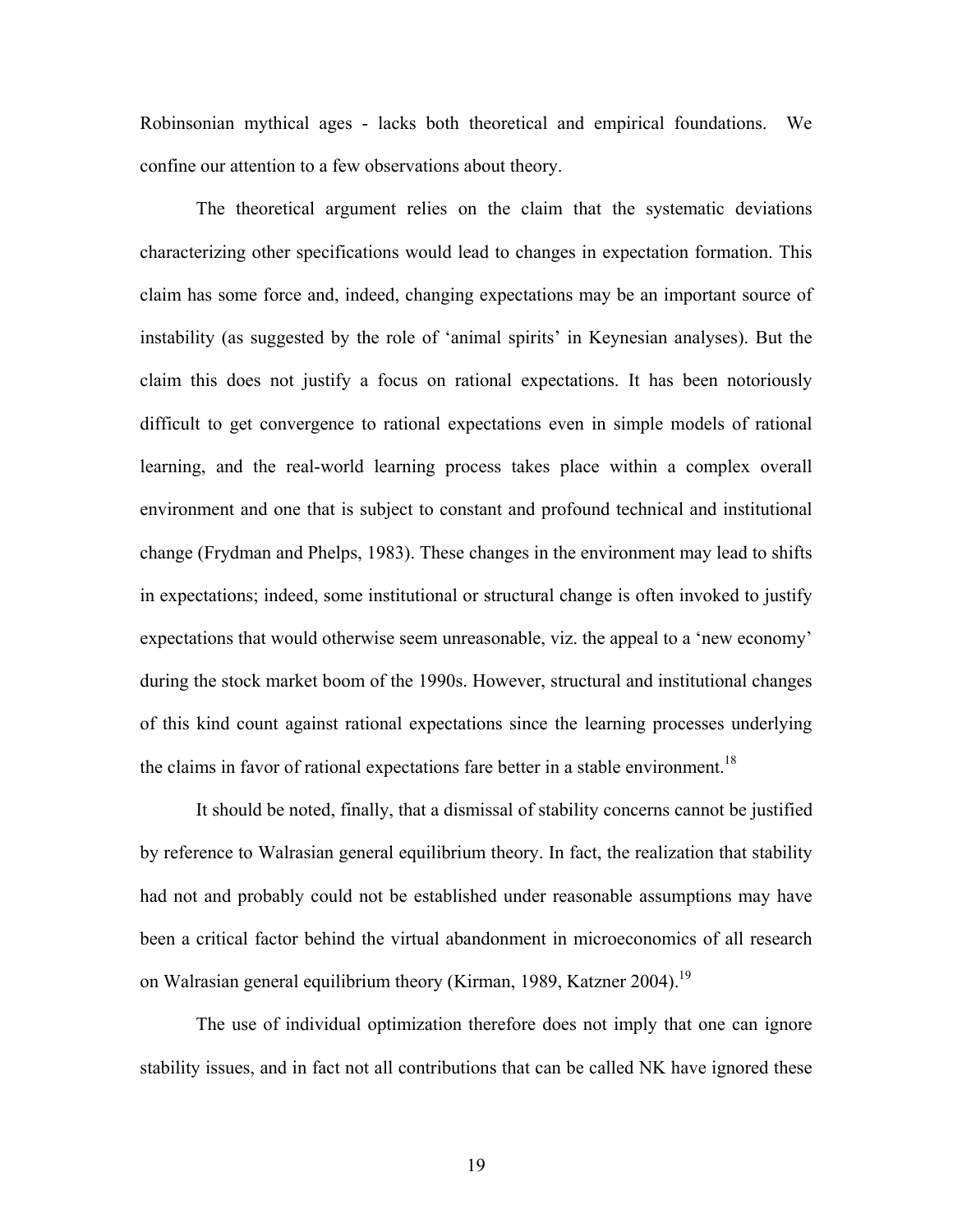Robinsonian mythical ages - lacks both theoretical and empirical foundations. We confine our attention to a few observations about theory.

The theoretical argument relies on the claim that the systematic deviations characterizing other specifications would lead to changes in expectation formation. This claim has some force and, indeed, changing expectations may be an important source of instability (as suggested by the role of 'animal spirits' in Keynesian analyses). But the claim this does not justify a focus on rational expectations. It has been notoriously difficult to get convergence to rational expectations even in simple models of rational learning, and the real-world learning process takes place within a complex overall environment and one that is subject to constant and profound technical and institutional change (Frydman and Phelps, 1983). These changes in the environment may lead to shifts in expectations; indeed, some institutional or structural change is often invoked to justify expectations that would otherwise seem unreasonable, viz. the appeal to a 'new economy' during the stock market boom of the 1990s. However, structural and institutional changes of this kind count against rational expectations since the learning processes underlying the claims in favor of rational expectations fare better in a stable environment.[18]

It should be noted, finally, that a dismissal of stability concerns cannot be justified by reference to Walrasian general equilibrium theory. In fact, the realization that stability had not and probably could not be established under reasonable assumptions may have been a critical factor behind the virtual abandonment in microeconomics of all research on Walrasian general equilibrium theory (Kirman, 1989, Katzner 2004).[19]

The use of individual optimization therefore does not imply that one can ignore stability issues, and in fact not all contributions that can be called NK have ignored these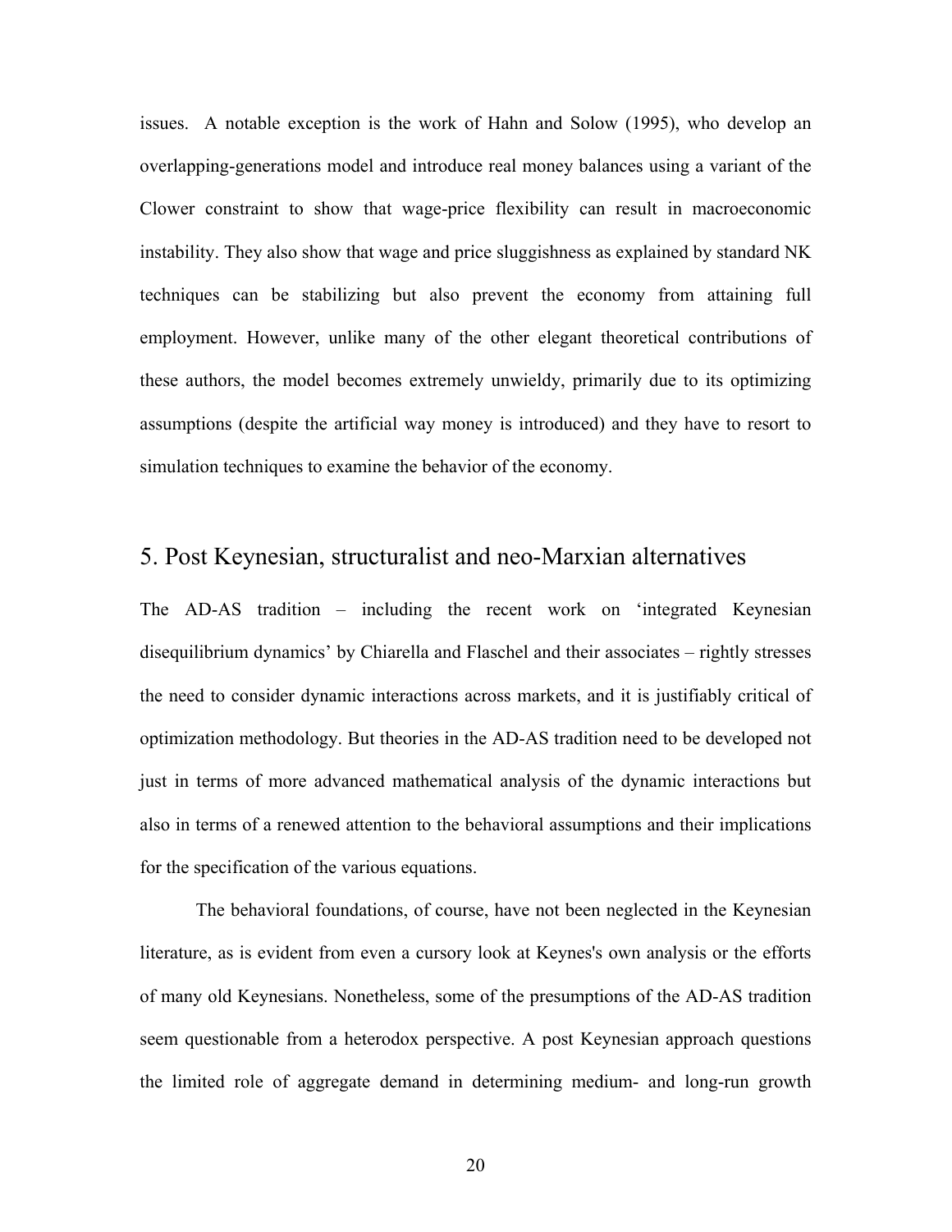issues. A notable exception is the work of Hahn and Solow (1995), who develop an overlapping-generations model and introduce real money balances using a variant of the Clower constraint to show that wage-price flexibility can result in macroeconomic instability. They also show that wage and price sluggishness as explained by standard NK techniques can be stabilizing but also prevent the economy from attaining full employment. However, unlike many of the other elegant theoretical contributions of these authors, the model becomes extremely unwieldy, primarily due to its optimizing assumptions (despite the artificial way money is introduced) and they have to resort to simulation techniques to examine the behavior of the economy.

## 5. Post Keynesian, structuralist and neo-Marxian alternatives

The AD-AS tradition – including the recent work on 'integrated Keynesian disequilibrium dynamics' by Chiarella and Flaschel and their associates – rightly stresses the need to consider dynamic interactions across markets, and it is justifiably critical of optimization methodology. But theories in the AD-AS tradition need to be developed not just in terms of more advanced mathematical analysis of the dynamic interactions but also in terms of a renewed attention to the behavioral assumptions and their implications for the specification of the various equations.

The behavioral foundations, of course, have not been neglected in the Keynesian literature, as is evident from even a cursory look at Keynes's own analysis or the efforts of many old Keynesians. Nonetheless, some of the presumptions of the AD-AS tradition seem questionable from a heterodox perspective. A post Keynesian approach questions the limited role of aggregate demand in determining medium- and long-run growth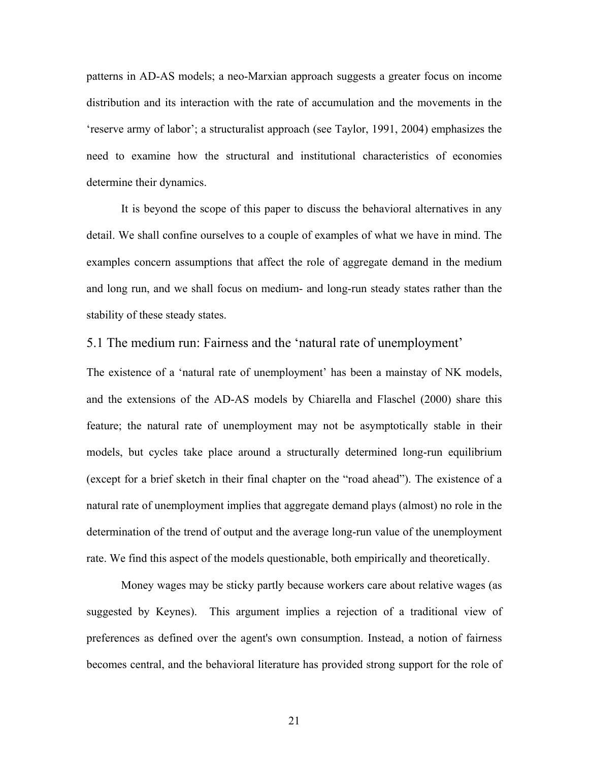patterns in AD-AS models; a neo-Marxian approach suggests a greater focus on income distribution and its interaction with the rate of accumulation and the movements in the 'reserve army of labor'; a structuralist approach (see Taylor, 1991, 2004) emphasizes the need to examine how the structural and institutional characteristics of economies determine their dynamics.

It is beyond the scope of this paper to discuss the behavioral alternatives in any detail. We shall confine ourselves to a couple of examples of what we have in mind. The examples concern assumptions that affect the role of aggregate demand in the medium and long run, and we shall focus on medium- and long-run steady states rather than the stability of these steady states.

## 5.1 The medium run: Fairness and the 'natural rate of unemployment'

The existence of a 'natural rate of unemployment' has been a mainstay of NK models, and the extensions of the AD-AS models by Chiarella and Flaschel (2000) share this feature; the natural rate of unemployment may not be asymptotically stable in their models, but cycles take place around a structurally determined long-run equilibrium (except for a brief sketch in their final chapter on the "road ahead"). The existence of a natural rate of unemployment implies that aggregate demand plays (almost) no role in the determination of the trend of output and the average long-run value of the unemployment rate. We find this aspect of the models questionable, both empirically and theoretically.

Money wages may be sticky partly because workers care about relative wages (as suggested by Keynes). This argument implies a rejection of a traditional view of preferences as defined over the agent's own consumption. Instead, a notion of fairness becomes central, and the behavioral literature has provided strong support for the role of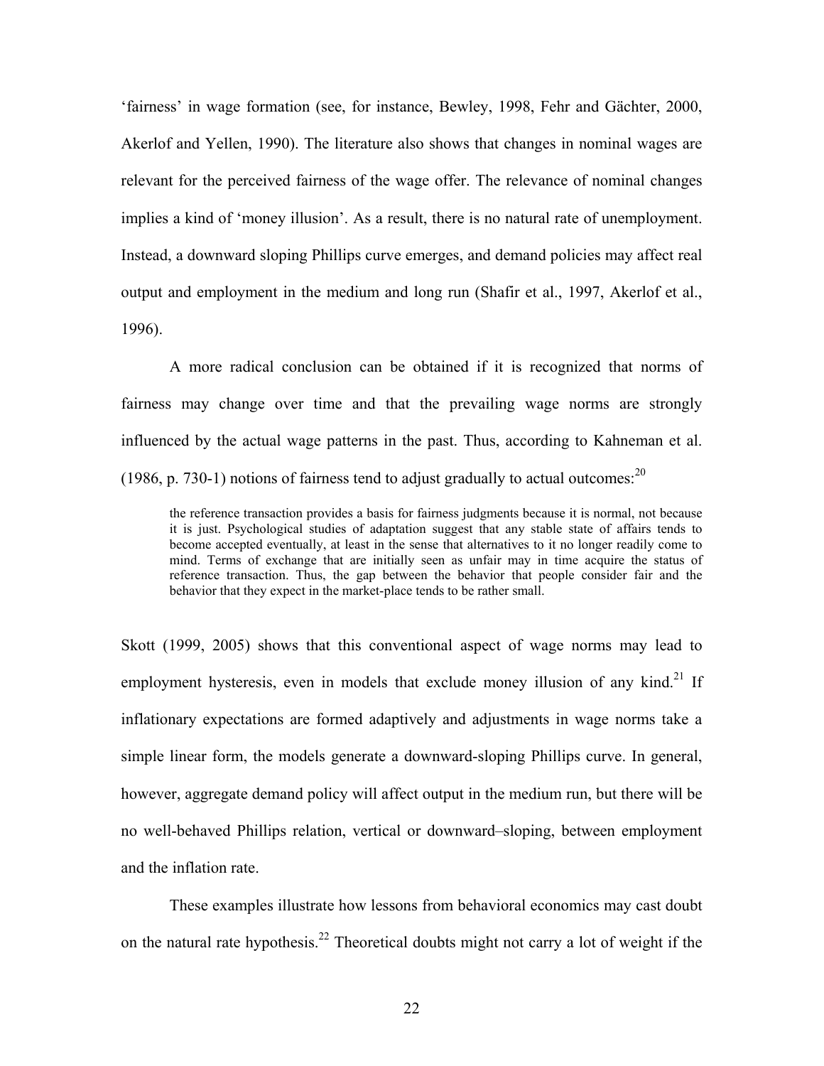'fairness' in wage formation (see, for instance, Bewley, 1998, Fehr and Gächter, 2000, Akerlof and Yellen, 1990). The literature also shows that changes in nominal wages are relevant for the perceived fairness of the wage offer. The relevance of nominal changes implies a kind of 'money illusion'. As a result, there is no natural rate of unemployment. Instead, a downward sloping Phillips curve emerges, and demand policies may affect real output and employment in the medium and long run (Shafir et al., 1997, Akerlof et al., 1996).

A more radical conclusion can be obtained if it is recognized that norms of fairness may change over time and that the prevailing wage norms are strongly influenced by the actual wage patterns in the past. Thus, according to Kahneman et al. (1986, p. 730-1) notions of fairness tend to adjust gradually to actual outcomes:[20]

> the reference transaction provides a basis for fairness judgments because it is normal, not because it is just. Psychological studies of adaptation suggest that any stable state of affairs tends to become accepted eventually, at least in the sense that alternatives to it no longer readily come to mind. Terms of exchange that are initially seen as unfair may in time acquire the status of reference transaction. Thus, the gap between the behavior that people consider fair and the behavior that they expect in the market-place tends to be rather small.

Skott (1999, 2005) shows that this conventional aspect of wage norms may lead to employment hysteresis, even in models that exclude money illusion of any kind.[21] If inflationary expectations are formed adaptively and adjustments in wage norms take a simple linear form, the models generate a downward-sloping Phillips curve. In general, however, aggregate demand policy will affect output in the medium run, but there will be no well-behaved Phillips relation, vertical or downward–sloping, between employment and the inflation rate.

These examples illustrate how lessons from behavioral economics may cast doubt on the natural rate hypothesis.[22] Theoretical doubts might not carry a lot of weight if the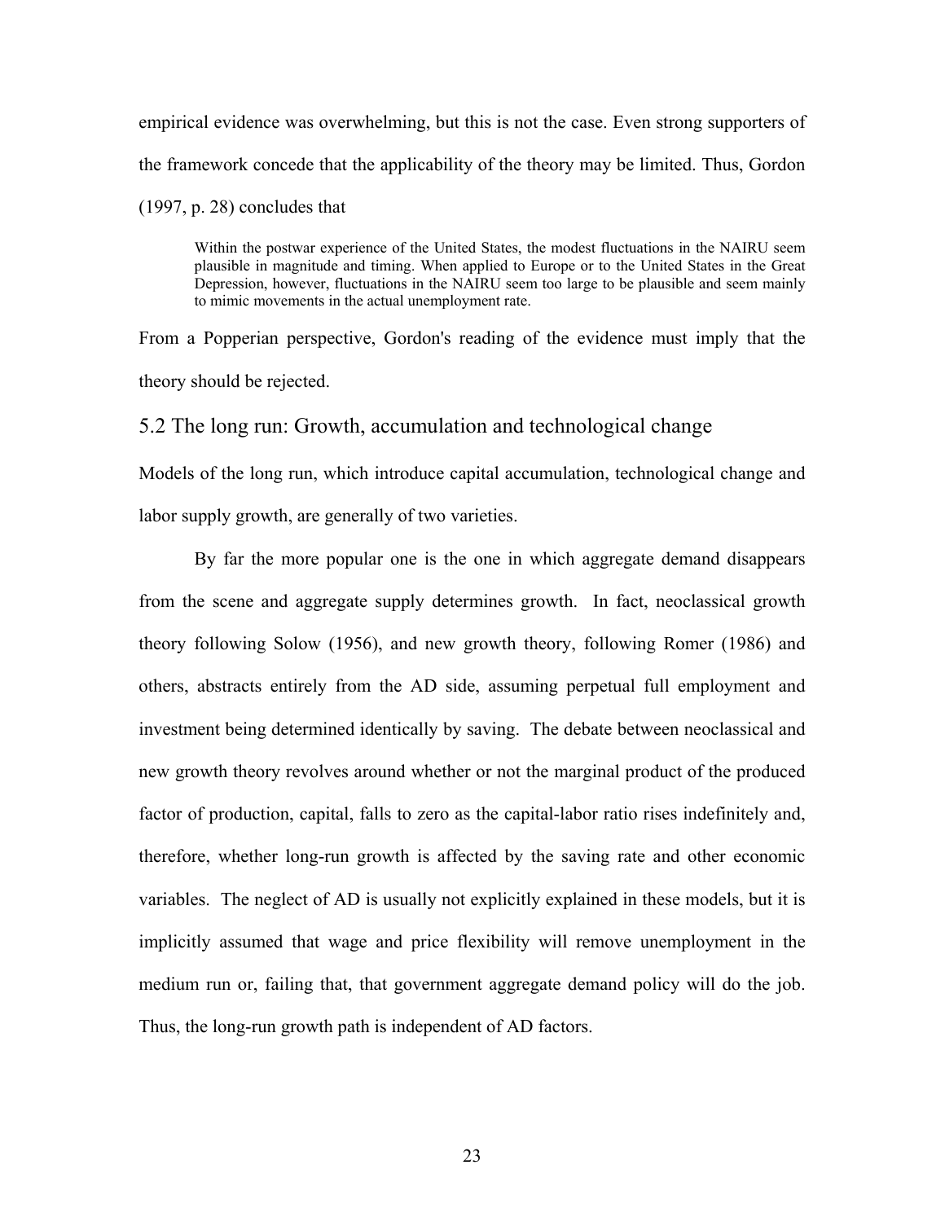empirical evidence was overwhelming, but this is not the case. Even strong supporters of the framework concede that the applicability of the theory may be limited. Thus, Gordon (1997, p. 28) concludes that

> Within the postwar experience of the United States, the modest fluctuations in the NAIRU seem plausible in magnitude and timing. When applied to Europe or to the United States in the Great Depression, however, fluctuations in the NAIRU seem too large to be plausible and seem mainly to mimic movements in the actual unemployment rate.

From a Popperian perspective, Gordon's reading of the evidence must imply that the theory should be rejected.

## 5.2 The long run: Growth, accumulation and technological change

Models of the long run, which introduce capital accumulation, technological change and labor supply growth, are generally of two varieties.

By far the more popular one is the one in which aggregate demand disappears from the scene and aggregate supply determines growth. In fact, neoclassical growth theory following Solow (1956), and new growth theory, following Romer (1986) and others, abstracts entirely from the AD side, assuming perpetual full employment and investment being determined identically by saving. The debate between neoclassical and new growth theory revolves around whether or not the marginal product of the produced factor of production, capital, falls to zero as the capital-labor ratio rises indefinitely and, therefore, whether long-run growth is affected by the saving rate and other economic variables. The neglect of AD is usually not explicitly explained in these models, but it is implicitly assumed that wage and price flexibility will remove unemployment in the medium run or, failing that, that government aggregate demand policy will do the job. Thus, the long-run growth path is independent of AD factors.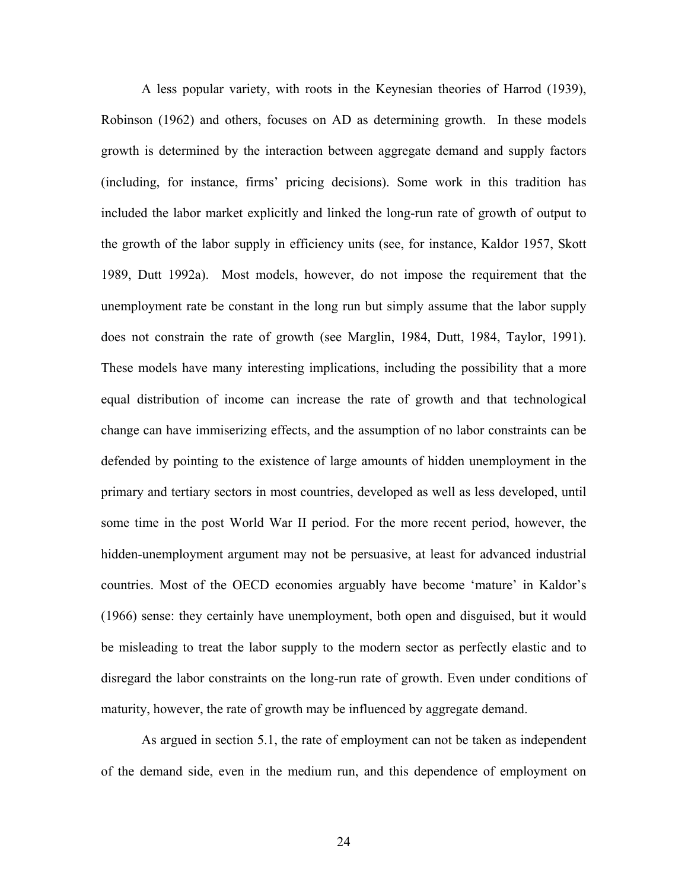A less popular variety, with roots in the Keynesian theories of Harrod (1939), Robinson (1962) and others, focuses on AD as determining growth. In these models growth is determined by the interaction between aggregate demand and supply factors (including, for instance, firms' pricing decisions). Some work in this tradition has included the labor market explicitly and linked the long-run rate of growth of output to the growth of the labor supply in efficiency units (see, for instance, Kaldor 1957, Skott 1989, Dutt 1992a). Most models, however, do not impose the requirement that the unemployment rate be constant in the long run but simply assume that the labor supply does not constrain the rate of growth (see Marglin, 1984, Dutt, 1984, Taylor, 1991). These models have many interesting implications, including the possibility that a more equal distribution of income can increase the rate of growth and that technological change can have immiserizing effects, and the assumption of no labor constraints can be defended by pointing to the existence of large amounts of hidden unemployment in the primary and tertiary sectors in most countries, developed as well as less developed, until some time in the post World War II period. For the more recent period, however, the hidden-unemployment argument may not be persuasive, at least for advanced industrial countries. Most of the OECD economies arguably have become 'mature' in Kaldor's (1966) sense: they certainly have unemployment, both open and disguised, but it would be misleading to treat the labor supply to the modern sector as perfectly elastic and to disregard the labor constraints on the long-run rate of growth. Even under conditions of maturity, however, the rate of growth may be influenced by aggregate demand.

As argued in section 5.1, the rate of employment can not be taken as independent of the demand side, even in the medium run, and this dependence of employment on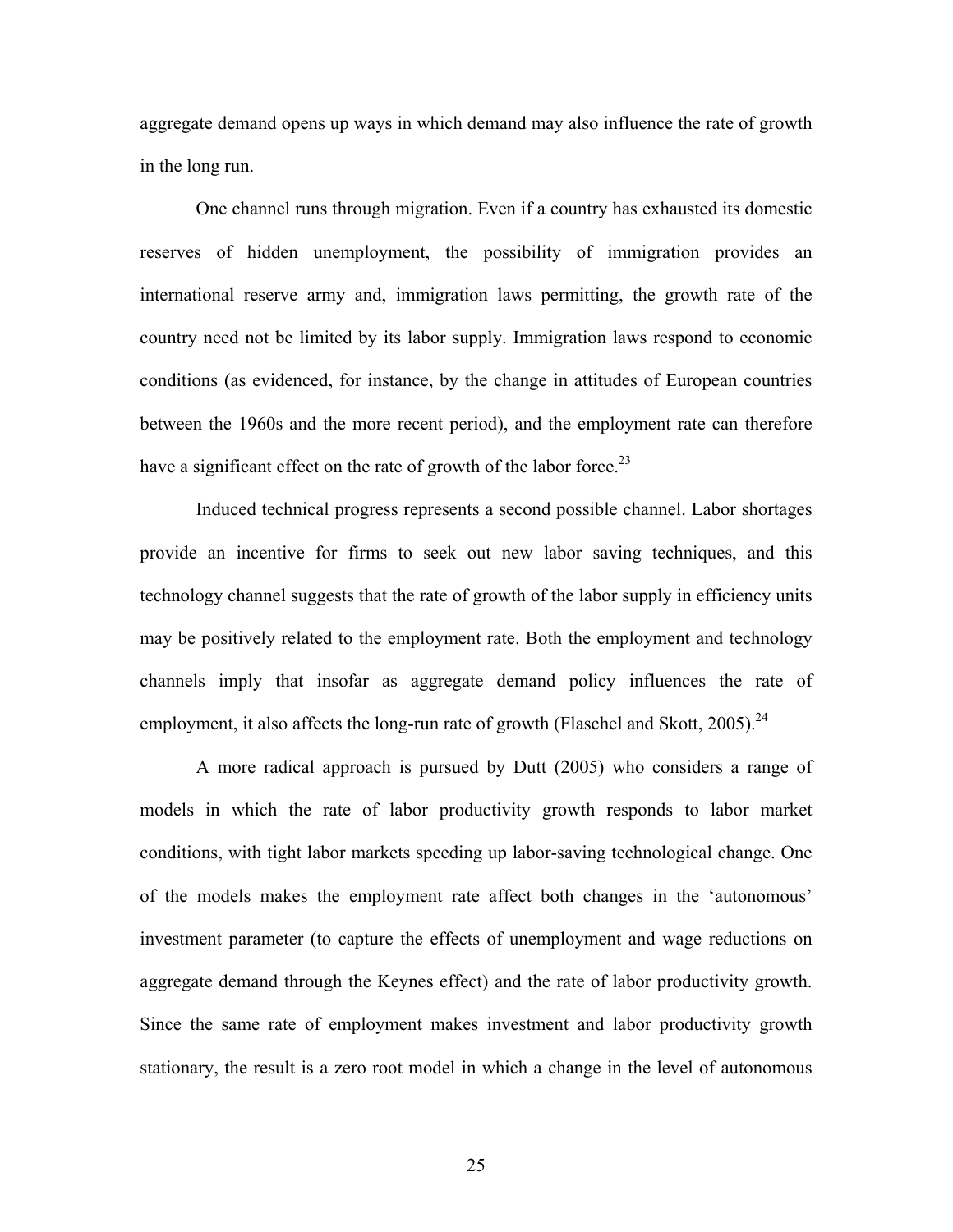aggregate demand opens up ways in which demand may also influence the rate of growth in the long run.

One channel runs through migration. Even if a country has exhausted its domestic reserves of hidden unemployment, the possibility of immigration provides an international reserve army and, immigration laws permitting, the growth rate of the country need not be limited by its labor supply. Immigration laws respond to economic conditions (as evidenced, for instance, by the change in attitudes of European countries between the 1960s and the more recent period), and the employment rate can therefore have a significant effect on the rate of growth of the labor force.[23]

Induced technical progress represents a second possible channel. Labor shortages provide an incentive for firms to seek out new labor saving techniques, and this technology channel suggests that the rate of growth of the labor supply in efficiency units may be positively related to the employment rate. Both the employment and technology channels imply that insofar as aggregate demand policy influences the rate of employment, it also affects the long-run rate of growth (Flaschel and Skott, 2005).[24]

A more radical approach is pursued by Dutt (2005) who considers a range of models in which the rate of labor productivity growth responds to labor market conditions, with tight labor markets speeding up labor-saving technological change. One of the models makes the employment rate affect both changes in the 'autonomous' investment parameter (to capture the effects of unemployment and wage reductions on aggregate demand through the Keynes effect) and the rate of labor productivity growth. Since the same rate of employment makes investment and labor productivity growth stationary, the result is a zero root model in which a change in the level of autonomous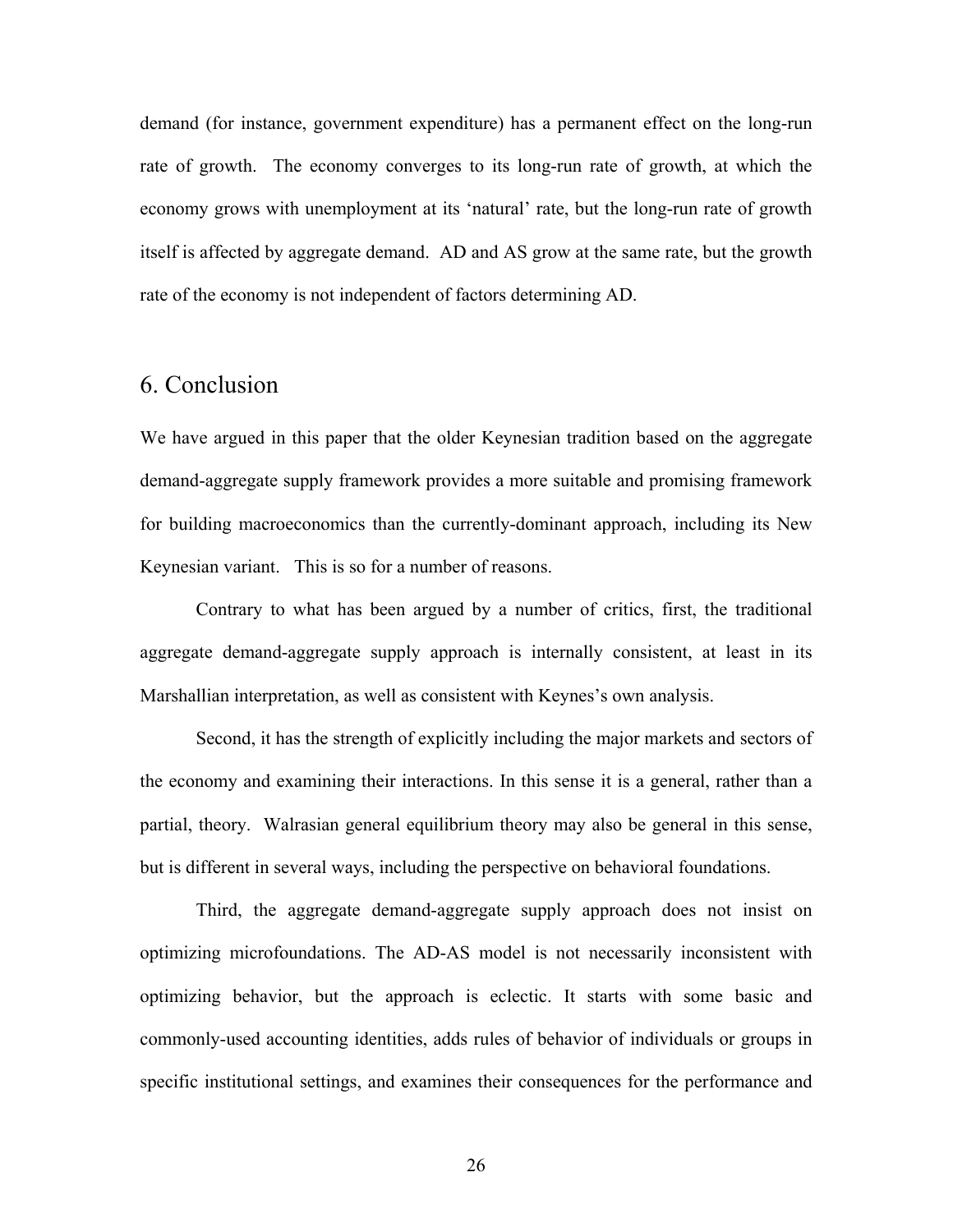demand (for instance, government expenditure) has a permanent effect on the long-run rate of growth. The economy converges to its long-run rate of growth, at which the economy grows with unemployment at its 'natural' rate, but the long-run rate of growth itself is affected by aggregate demand. AD and AS grow at the same rate, but the growth rate of the economy is not independent of factors determining AD.

## 6. Conclusion

We have argued in this paper that the older Keynesian tradition based on the aggregate demand-aggregate supply framework provides a more suitable and promising framework for building macroeconomics than the currently-dominant approach, including its New Keynesian variant. This is so for a number of reasons.

Contrary to what has been argued by a number of critics, first, the traditional aggregate demand-aggregate supply approach is internally consistent, at least in its Marshallian interpretation, as well as consistent with Keynes's own analysis.

Second, it has the strength of explicitly including the major markets and sectors of the economy and examining their interactions. In this sense it is a general, rather than a partial, theory. Walrasian general equilibrium theory may also be general in this sense, but is different in several ways, including the perspective on behavioral foundations.

Third, the aggregate demand-aggregate supply approach does not insist on optimizing microfoundations. The AD-AS model is not necessarily inconsistent with optimizing behavior, but the approach is eclectic. It starts with some basic and commonly-used accounting identities, adds rules of behavior of individuals or groups in specific institutional settings, and examines their consequences for the performance and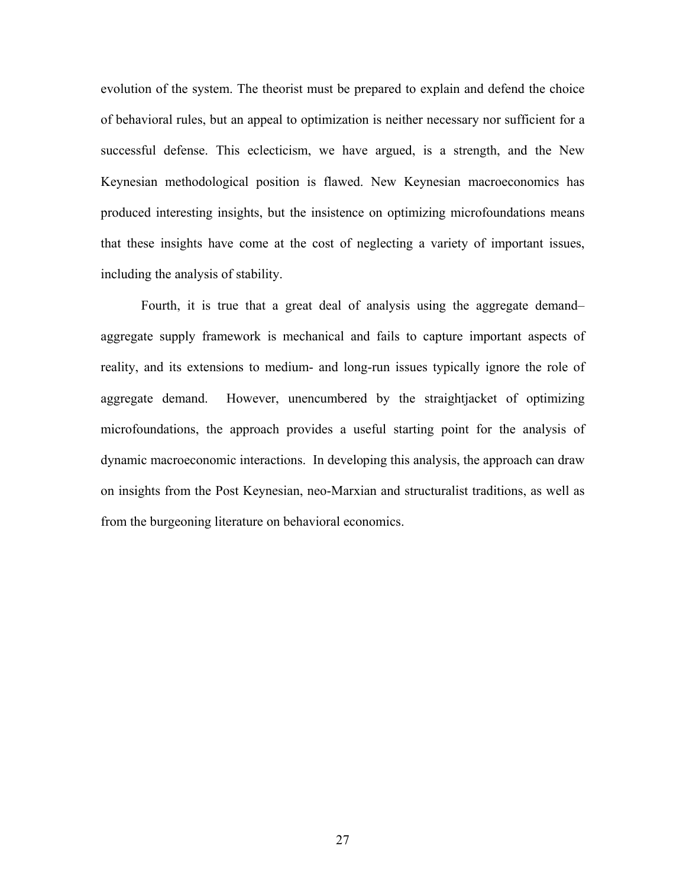evolution of the system. The theorist must be prepared to explain and defend the choice of behavioral rules, but an appeal to optimization is neither necessary nor sufficient for a successful defense. This eclecticism, we have argued, is a strength, and the New Keynesian methodological position is flawed. New Keynesian macroeconomics has produced interesting insights, but the insistence on optimizing microfoundations means that these insights have come at the cost of neglecting a variety of important issues, including the analysis of stability.

Fourth, it is true that a great deal of analysis using the aggregate demand–aggregate supply framework is mechanical and fails to capture important aspects of reality, and its extensions to medium- and long-run issues typically ignore the role of aggregate demand. However, unencumbered by the straightjacket of optimizing microfoundations, the approach provides a useful starting point for the analysis of dynamic macroeconomic interactions. In developing this analysis, the approach can draw on insights from the Post Keynesian, neo-Marxian and structuralist traditions, as well as from the burgeoning literature on behavioral economics.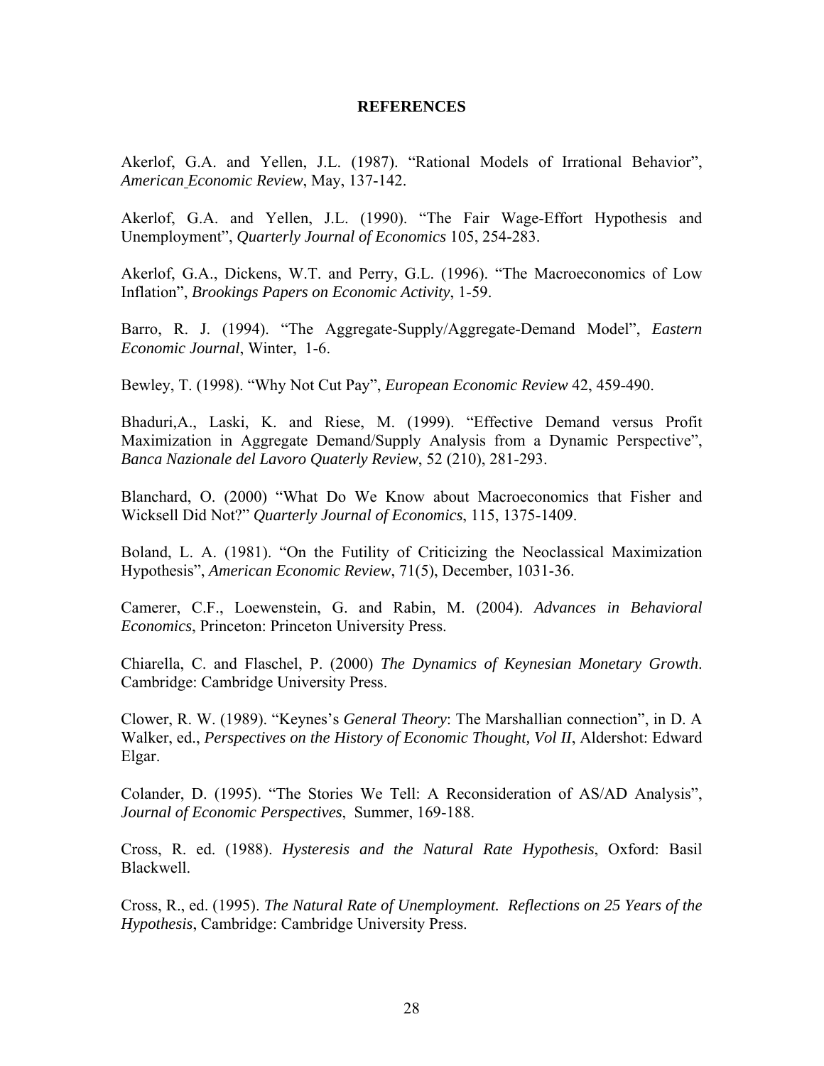**REFERENCES**

Akerlof, G.A. and Yellen, J.L. (1987). "Rational Models of Irrational Behavior", *American Economic Review*, May, 137-142.

Akerlof, G.A. and Yellen, J.L. (1990). "The Fair Wage-Effort Hypothesis and Unemployment", *Quarterly Journal of Economics* 105, 254-283.

Akerlof, G.A., Dickens, W.T. and Perry, G.L. (1996). "The Macroeconomics of Low Inflation", *Brookings Papers on Economic Activity*, 1-59.

Barro, R. J. (1994). "The Aggregate-Supply/Aggregate-Demand Model", *Eastern Economic Journal*, Winter, 1-6.

Bewley, T. (1998). "Why Not Cut Pay", *European Economic Review* 42, 459-490.

Bhaduri,A., Laski, K. and Riese, M. (1999). "Effective Demand versus Profit Maximization in Aggregate Demand/Supply Analysis from a Dynamic Perspective", *Banca Nazionale del Lavoro Quaterly Review*, 52 (210), 281-293.

Blanchard, O. (2000) "What Do We Know about Macroeconomics that Fisher and Wicksell Did Not?" *Quarterly Journal of Economics*, 115, 1375-1409.

Boland, L. A. (1981). "On the Futility of Criticizing the Neoclassical Maximization Hypothesis", *American Economic Review*, 71(5), December, 1031-36.

Camerer, C.F., Loewenstein, G. and Rabin, M. (2004). *Advances in Behavioral Economics*, Princeton: Princeton University Press.

Chiarella, C. and Flaschel, P. (2000) *The Dynamics of Keynesian Monetary Growth*. Cambridge: Cambridge University Press.

Clower, R. W. (1989). "Keynes's *General Theory*: The Marshallian connection", in D. A Walker, ed., *Perspectives on the History of Economic Thought, Vol II*, Aldershot: Edward Elgar.

Colander, D. (1995). "The Stories We Tell: A Reconsideration of AS/AD Analysis", *Journal of Economic Perspectives*, Summer, 169-188.

Cross, R. ed. (1988). *Hysteresis and the Natural Rate Hypothesis*, Oxford: Basil Blackwell.

Cross, R., ed. (1995). *The Natural Rate of Unemployment. Reflections on 25 Years of the Hypothesis*, Cambridge: Cambridge University Press.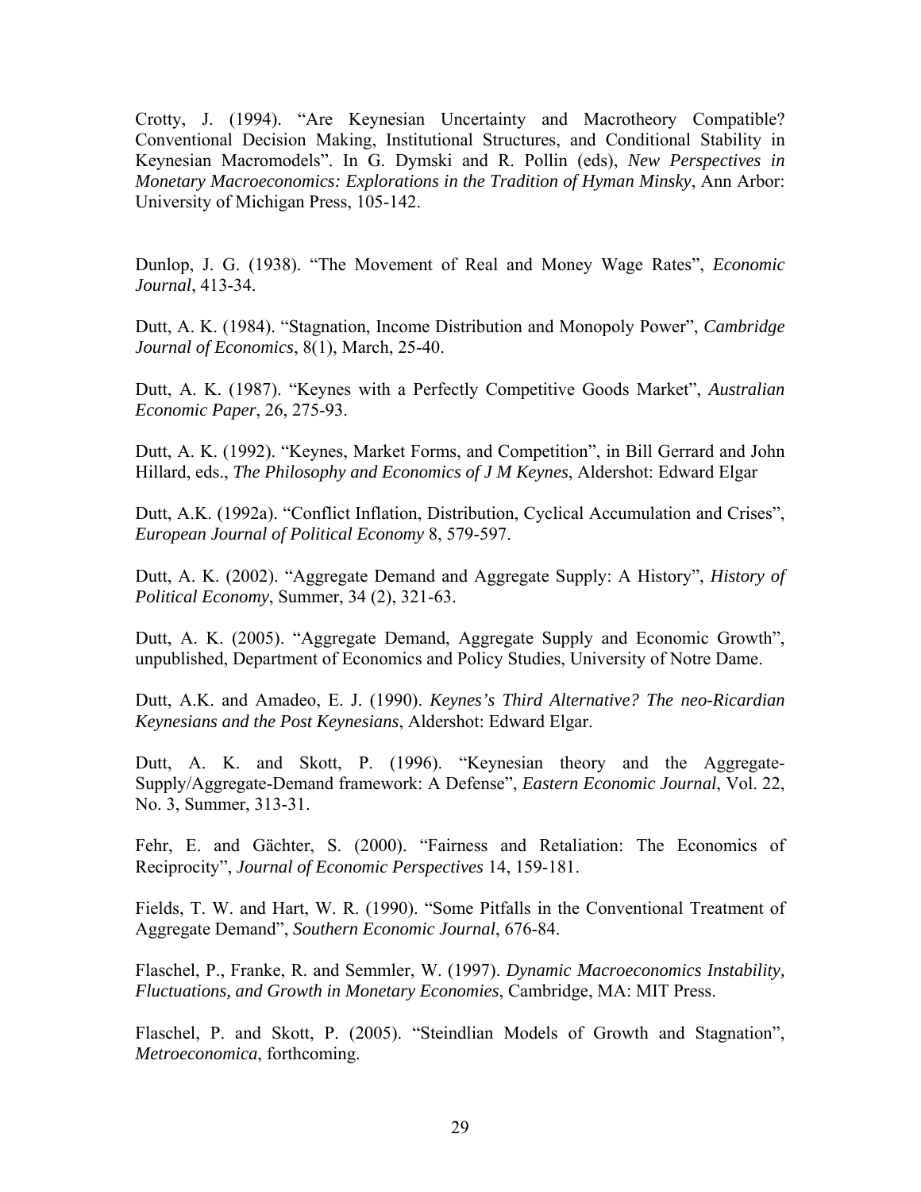Crotty, J. (1994). “Are Keynesian Uncertainty and Macrotheory Compatible? Conventional Decision Making, Institutional Structures, and Conditional Stability in Keynesian Macromodels”. In G. Dymski and R. Pollin (eds), *New Perspectives in Monetary Macroeconomics: Explorations in the Tradition of Hyman Minsky*, Ann Arbor: University of Michigan Press, 105-142.

Dunlop, J. G. (1938). “The Movement of Real and Money Wage Rates”, *Economic Journal*, 413-34.

Dutt, A. K. (1984). “Stagnation, Income Distribution and Monopoly Power”, *Cambridge Journal of Economics*, 8(1), March, 25-40.

Dutt, A. K. (1987). “Keynes with a Perfectly Competitive Goods Market”, *Australian Economic Paper*, 26, 275-93.

Dutt, A. K. (1992). “Keynes, Market Forms, and Competition”, in Bill Gerrard and John Hillard, eds., *The Philosophy and Economics of J M Keynes*, Aldershot: Edward Elgar

Dutt, A.K. (1992a). “Conflict Inflation, Distribution, Cyclical Accumulation and Crises”, *European Journal of Political Economy* 8, 579-597.

Dutt, A. K. (2002). “Aggregate Demand and Aggregate Supply: A History”, *History of Political Economy*, Summer, 34 (2), 321-63.

Dutt, A. K. (2005). “Aggregate Demand, Aggregate Supply and Economic Growth”, unpublished, Department of Economics and Policy Studies, University of Notre Dame.

Dutt, A.K. and Amadeo, E. J. (1990). *Keynes’s Third Alternative? The neo-Ricardian Keynesians and the Post Keynesians*, Aldershot: Edward Elgar.

Dutt, A. K. and Skott, P. (1996). “Keynesian theory and the Aggregate-Supply/Aggregate-Demand framework: A Defense”, *Eastern Economic Journal*, Vol. 22, No. 3, Summer, 313-31.

Fehr, E. and Gächter, S. (2000). “Fairness and Retaliation: The Economics of Reciprocity”, *Journal of Economic Perspectives* 14, 159-181.

Fields, T. W. and Hart, W. R. (1990). “Some Pitfalls in the Conventional Treatment of Aggregate Demand”, *Southern Economic Journal*, 676-84.

Flaschel, P., Franke, R. and Semmler, W. (1997). *Dynamic Macroeconomics Instability, Fluctuations, and Growth in Monetary Economies*, Cambridge, MA: MIT Press.

Flaschel, P. and Skott, P. (2005). “Steindlian Models of Growth and Stagnation”, *Metroeconomica*, forthcoming.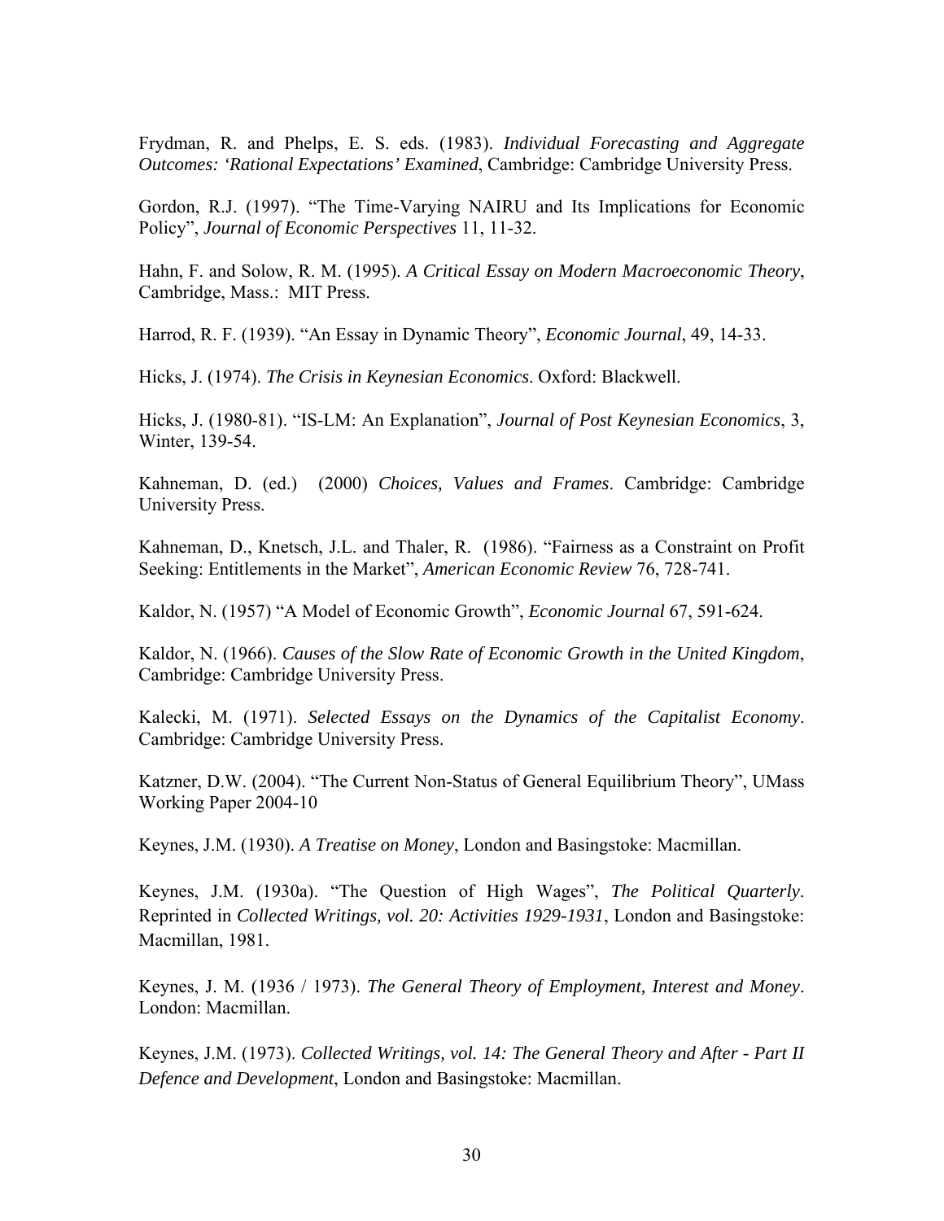Frydman, R. and Phelps, E. S. eds. (1983). *Individual Forecasting and Aggregate Outcomes: 'Rational Expectations' Examined*, Cambridge: Cambridge University Press.

Gordon, R.J. (1997). "The Time-Varying NAIRU and Its Implications for Economic Policy", *Journal of Economic Perspectives* 11, 11-32.

Hahn, F. and Solow, R. M. (1995). *A Critical Essay on Modern Macroeconomic Theory*, Cambridge, Mass.: MIT Press.

Harrod, R. F. (1939). "An Essay in Dynamic Theory", *Economic Journal*, 49, 14-33.

Hicks, J. (1974). *The Crisis in Keynesian Economics*. Oxford: Blackwell.

Hicks, J. (1980-81). "IS-LM: An Explanation", *Journal of Post Keynesian Economics*, 3, Winter, 139-54.

Kahneman, D. (ed.) (2000) *Choices, Values and Frames*. Cambridge: Cambridge University Press.

Kahneman, D., Knetsch, J.L. and Thaler, R. (1986). "Fairness as a Constraint on Profit Seeking: Entitlements in the Market", *American Economic Review* 76, 728-741.

Kaldor, N. (1957) "A Model of Economic Growth", *Economic Journal* 67, 591-624.

Kaldor, N. (1966). *Causes of the Slow Rate of Economic Growth in the United Kingdom*, Cambridge: Cambridge University Press.

Kalecki, M. (1971). *Selected Essays on the Dynamics of the Capitalist Economy*. Cambridge: Cambridge University Press.

Katzner, D.W. (2004). "The Current Non-Status of General Equilibrium Theory", UMass Working Paper 2004-10

Keynes, J.M. (1930). *A Treatise on Money*, London and Basingstoke: Macmillan.

Keynes, J.M. (1930a). "The Question of High Wages", *The Political Quarterly*. Reprinted in *Collected Writings, vol. 20: Activities 1929-1931*, London and Basingstoke: Macmillan, 1981.

Keynes, J. M. (1936 / 1973). *The General Theory of Employment, Interest and Money*. London: Macmillan.

Keynes, J.M. (1973). *Collected Writings, vol. 14: The General Theory and After - Part II Defence and Development*, London and Basingstoke: Macmillan.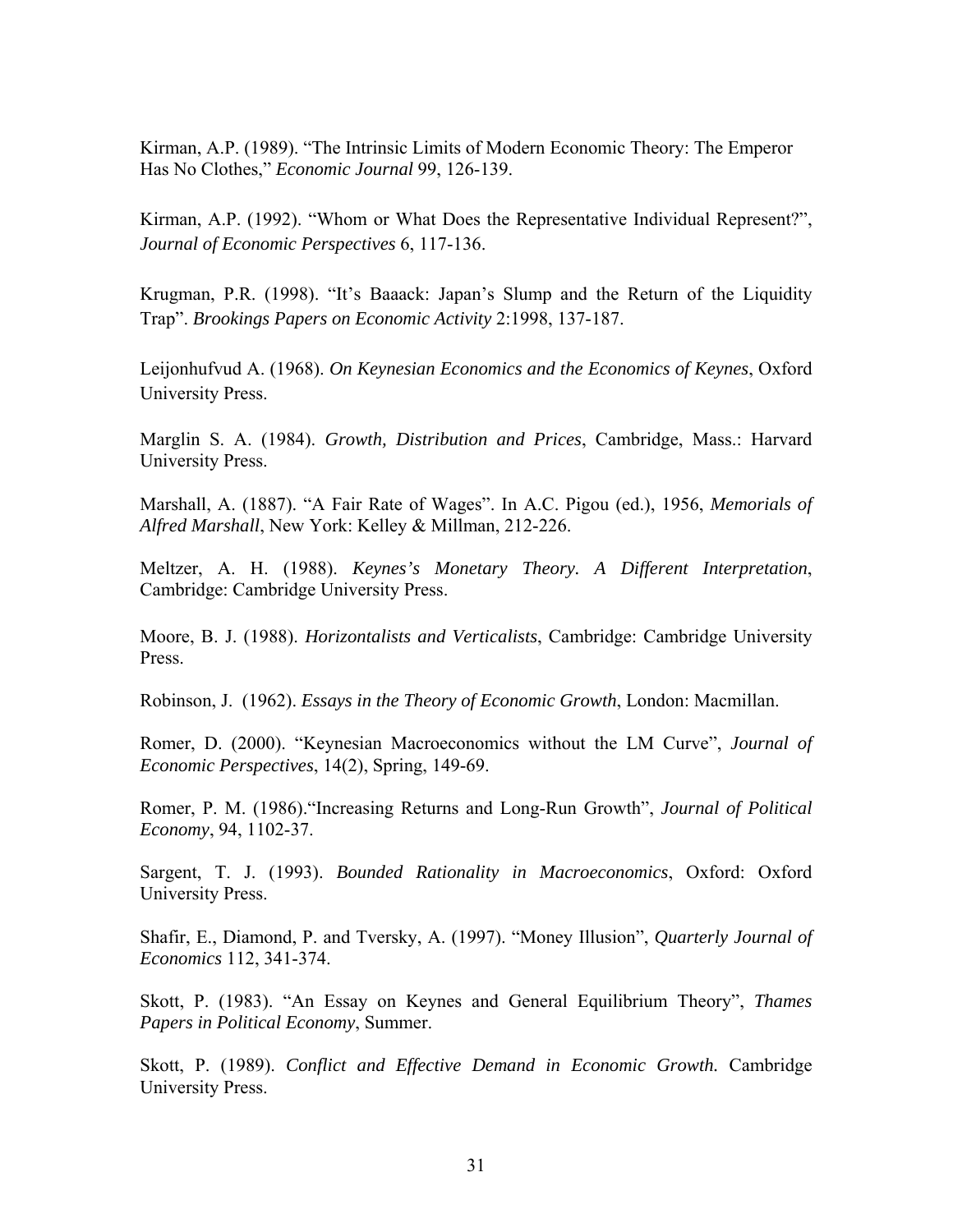Kirman, A.P. (1989). "The Intrinsic Limits of Modern Economic Theory: The Emperor Has No Clothes," *Economic Journal* 99, 126-139.

Kirman, A.P. (1992). "Whom or What Does the Representative Individual Represent?", *Journal of Economic Perspectives* 6, 117-136.

Krugman, P.R. (1998). "It's Baaack: Japan's Slump and the Return of the Liquidity Trap". *Brookings Papers on Economic Activity* 2:1998, 137-187.

Leijonhufvud A. (1968). *On Keynesian Economics and the Economics of Keynes*, Oxford University Press.

Marglin S. A. (1984). *Growth, Distribution and Prices*, Cambridge, Mass.: Harvard University Press.

Marshall, A. (1887). "A Fair Rate of Wages". In A.C. Pigou (ed.), 1956, *Memorials of Alfred Marshall*, New York: Kelley & Millman, 212-226.

Meltzer, A. H. (1988). *Keynes's Monetary Theory. A Different Interpretation*, Cambridge: Cambridge University Press.

Moore, B. J. (1988). *Horizontalists and Verticalists*, Cambridge: Cambridge University Press.

Robinson, J. (1962). *Essays in the Theory of Economic Growth*, London: Macmillan.

Romer, D. (2000). "Keynesian Macroeconomics without the LM Curve", *Journal of Economic Perspectives*, 14(2), Spring, 149-69.

Romer, P. M. (1986)."Increasing Returns and Long-Run Growth", *Journal of Political Economy*, 94, 1102-37.

Sargent, T. J. (1993). *Bounded Rationality in Macroeconomics*, Oxford: Oxford University Press.

Shafir, E., Diamond, P. and Tversky, A. (1997). "Money Illusion", *Quarterly Journal of Economics* 112, 341-374.

Skott, P. (1983). "An Essay on Keynes and General Equilibrium Theory", *Thames Papers in Political Economy*, Summer.

Skott, P. (1989). *Conflict and Effective Demand in Economic Growth.* Cambridge University Press.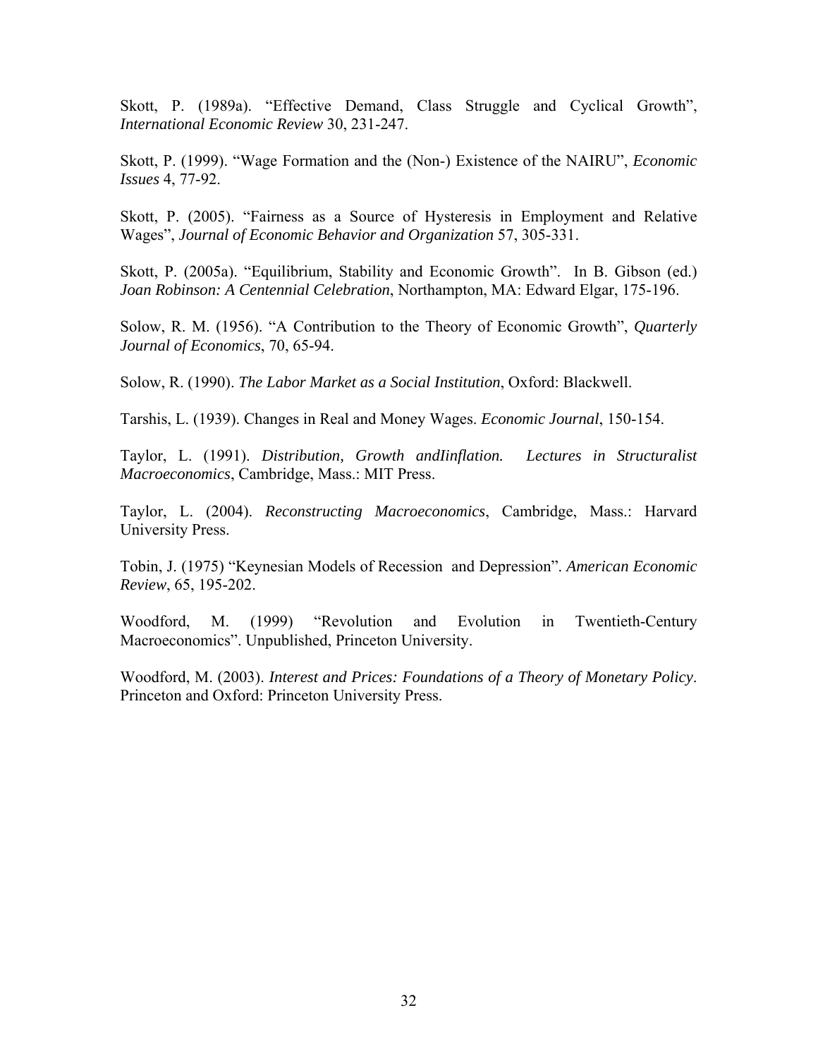Skott, P. (1989a). "Effective Demand, Class Struggle and Cyclical Growth", *International Economic Review* 30, 231-247.

Skott, P. (1999). "Wage Formation and the (Non-) Existence of the NAIRU", *Economic Issues* 4, 77-92.

Skott, P. (2005). "Fairness as a Source of Hysteresis in Employment and Relative Wages", *Journal of Economic Behavior and Organization* 57, 305-331.

Skott, P. (2005a). "Equilibrium, Stability and Economic Growth". In B. Gibson (ed.) *Joan Robinson: A Centennial Celebration*, Northampton, MA: Edward Elgar, 175-196.

Solow, R. M. (1956). "A Contribution to the Theory of Economic Growth", *Quarterly Journal of Economics*, 70, 65-94.

Solow, R. (1990). *The Labor Market as a Social Institution*, Oxford: Blackwell.

Tarshis, L. (1939). Changes in Real and Money Wages. *Economic Journal*, 150-154.

Taylor, L. (1991). *Distribution, Growth andIinflation. Lectures in Structuralist Macroeconomics*, Cambridge, Mass.: MIT Press.

Taylor, L. (2004). *Reconstructing Macroeconomics*, Cambridge, Mass.: Harvard University Press.

Tobin, J. (1975) "Keynesian Models of Recession and Depression". *American Economic Review*, 65, 195-202.

Woodford, M. (1999) "Revolution and Evolution in Twentieth-Century Macroeconomics". Unpublished, Princeton University.

Woodford, M. (2003). *Interest and Prices: Foundations of a Theory of Monetary Policy*. Princeton and Oxford: Princeton University Press.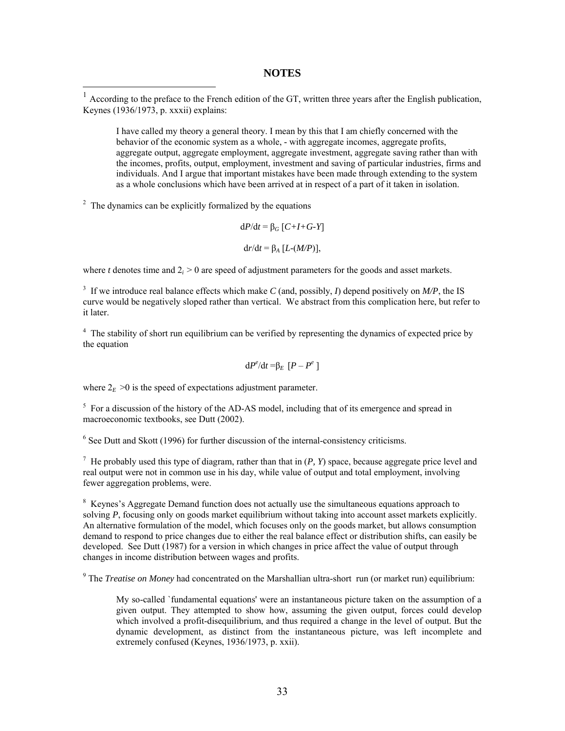## NOTES

[1] According to the preface to the French edition of the GT, written three years after the English publication, Keynes (1936/1973, p. xxxii) explains:

> I have called my theory a general theory. I mean by this that I am chiefly concerned with the behavior of the economic system as a whole, - with aggregate incomes, aggregate profits, aggregate output, aggregate employment, aggregate investment, aggregate saving rather than with the incomes, profits, output, employment, investment and saving of particular industries, firms and individuals. And I argue that important mistakes have been made through extending to the system as a whole conclusions which have been arrived at in respect of a part of it taken in isolation.

[2] The dynamics can be explicitly formalized by the equations

$$dP/dt = \beta_G\,[C+I+G-Y]$$

$$dr/dt = \beta_A\,[L-(M/P)],$$

where $t$ denotes time and $2_i > 0$ are speed of adjustment parameters for the goods and asset markets.

[3] If we introduce real balance effects which make $C$ (and, possibly, $I$) depend positively on $M/P$, the IS curve would be negatively sloped rather than vertical. We abstract from this complication here, but refer to it later.

[4] The stability of short run equilibrium can be verified by representing the dynamics of expected price by the equation

$$dP^e/dt = \beta_E\,[P - P^e]$$

where $2_E > 0$ is the speed of expectations adjustment parameter.

[5] For a discussion of the history of the AD-AS model, including that of its emergence and spread in macroeconomic textbooks, see Dutt (2002).

[6] See Dutt and Skott (1996) for further discussion of the internal-consistency criticisms.

[7] He probably used this type of diagram, rather than that in ($P$, $Y$) space, because aggregate price level and real output were not in common use in his day, while value of output and total employment, involving fewer aggregation problems, were.

[8] Keynes's Aggregate Demand function does not actually use the simultaneous equations approach to solving $P$, focusing only on goods market equilibrium without taking into account asset markets explicitly. An alternative formulation of the model, which focuses only on the goods market, but allows consumption demand to respond to price changes due to either the real balance effect or distribution shifts, can easily be developed. See Dutt (1987) for a version in which changes in price affect the value of output through changes in income distribution between wages and profits.

[9] The *Treatise on Money* had concentrated on the Marshallian ultra-short run (or market run) equilibrium:

> My so-called `fundamental equations' were an instantaneous picture taken on the assumption of a given output. They attempted to show how, assuming the given output, forces could develop which involved a profit-disequilibrium, and thus required a change in the level of output. But the dynamic development, as distinct from the instantaneous picture, was left incomplete and extremely confused (Keynes, 1936/1973, p. xxii).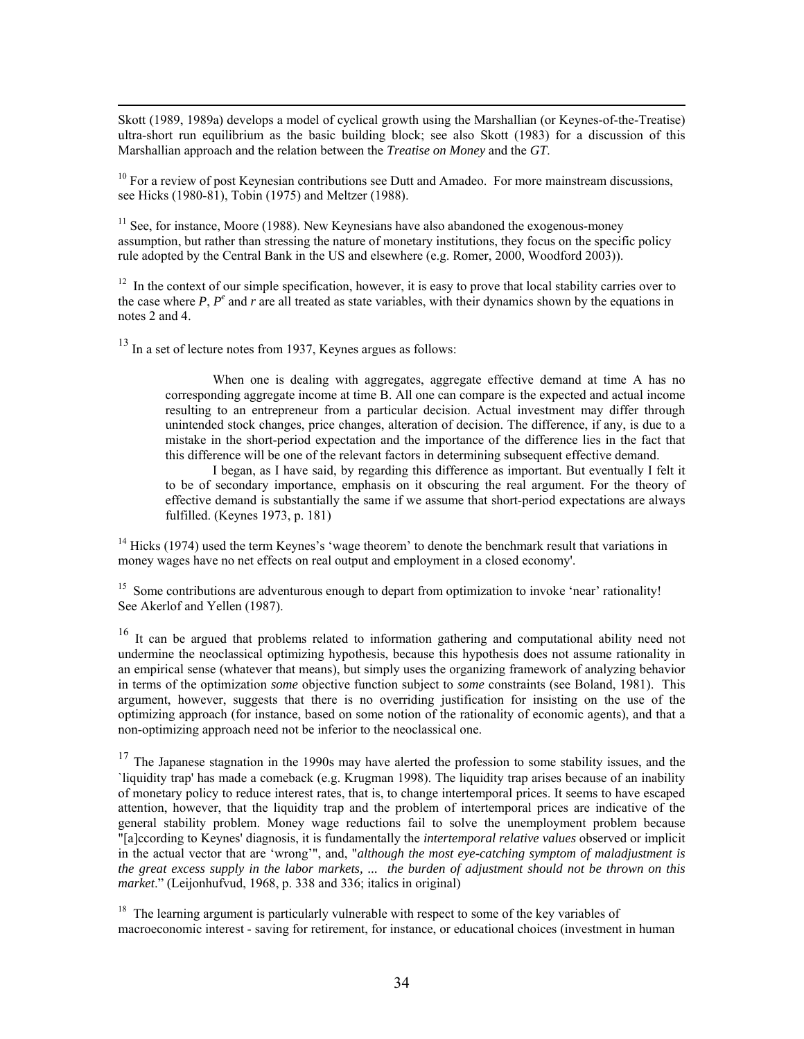Skott (1989, 1989a) develops a model of cyclical growth using the Marshallian (or Keynes-of-the-Treatise) ultra-short run equilibrium as the basic building block; see also Skott (1983) for a discussion of this Marshallian approach and the relation between the *Treatise on Money* and the *GT*.

[10] For a review of post Keynesian contributions see Dutt and Amadeo. For more mainstream discussions, see Hicks (1980-81), Tobin (1975) and Meltzer (1988).

[11] See, for instance, Moore (1988). New Keynesians have also abandoned the exogenous-money assumption, but rather than stressing the nature of monetary institutions, they focus on the specific policy rule adopted by the Central Bank in the US and elsewhere (e.g. Romer, 2000, Woodford 2003)).

[12] In the context of our simple specification, however, it is easy to prove that local stability carries over to the case where $P$, $P^e$ and $r$ are all treated as state variables, with their dynamics shown by the equations in notes 2 and 4.

[13] In a set of lecture notes from 1937, Keynes argues as follows:

> When one is dealing with aggregates, aggregate effective demand at time A has no corresponding aggregate income at time B. All one can compare is the expected and actual income resulting to an entrepreneur from a particular decision. Actual investment may differ through unintended stock changes, price changes, alteration of decision. The difference, if any, is due to a mistake in the short-period expectation and the importance of the difference lies in the fact that this difference will be one of the relevant factors in determining subsequent effective demand.
>
> I began, as I have said, by regarding this difference as important. But eventually I felt it to be of secondary importance, emphasis on it obscuring the real argument. For the theory of effective demand is substantially the same if we assume that short-period expectations are always fulfilled. (Keynes 1973, p. 181)

[14] Hicks (1974) used the term Keynes's 'wage theorem' to denote the benchmark result that variations in money wages have no net effects on real output and employment in a closed economy'.

[15] Some contributions are adventurous enough to depart from optimization to invoke 'near' rationality! See Akerlof and Yellen (1987).

[16] It can be argued that problems related to information gathering and computational ability need not undermine the neoclassical optimizing hypothesis, because this hypothesis does not assume rationality in an empirical sense (whatever that means), but simply uses the organizing framework of analyzing behavior in terms of the optimization *some* objective function subject to *some* constraints (see Boland, 1981). This argument, however, suggests that there is no overriding justification for insisting on the use of the optimizing approach (for instance, based on some notion of the rationality of economic agents), and that a non-optimizing approach need not be inferior to the neoclassical one.

[17] The Japanese stagnation in the 1990s may have alerted the profession to some stability issues, and the `liquidity trap' has made a comeback (e.g. Krugman 1998). The liquidity trap arises because of an inability of monetary policy to reduce interest rates, that is, to change intertemporal prices. It seems to have escaped attention, however, that the liquidity trap and the problem of intertemporal prices are indicative of the general stability problem. Money wage reductions fail to solve the unemployment problem because "[a]ccording to Keynes' diagnosis, it is fundamentally the *intertemporal relative values* observed or implicit in the actual vector that are 'wrong'", and, "*although the most eye-catching symptom of maladjustment is the great excess supply in the labor markets, ... the burden of adjustment should not be thrown on this market*." (Leijonhufvud, 1968, p. 338 and 336; italics in original)

[18] The learning argument is particularly vulnerable with respect to some of the key variables of macroeconomic interest - saving for retirement, for instance, or educational choices (investment in human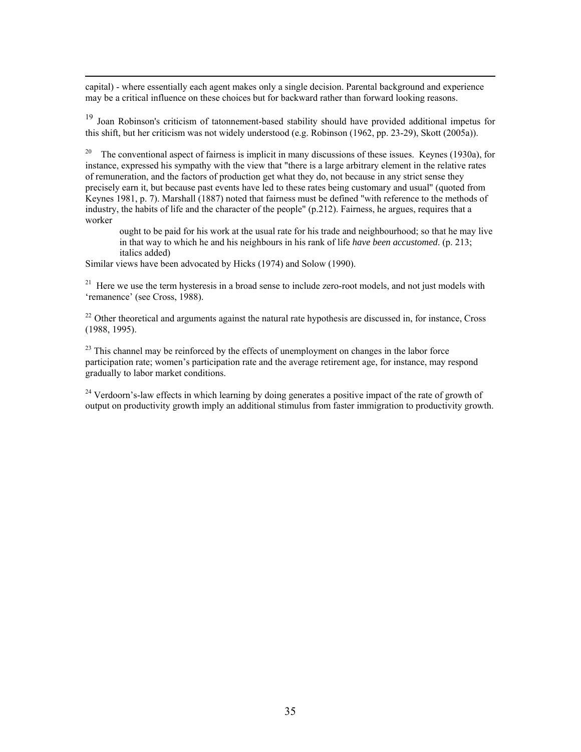capital) - where essentially each agent makes only a single decision. Parental background and experience may be a critical influence on these choices but for backward rather than forward looking reasons.

[19] Joan Robinson's criticism of tatonnement-based stability should have provided additional impetus for this shift, but her criticism was not widely understood (e.g. Robinson (1962, pp. 23-29), Skott (2005a)).

[20] The conventional aspect of fairness is implicit in many discussions of these issues. Keynes (1930a), for instance, expressed his sympathy with the view that "there is a large arbitrary element in the relative rates of remuneration, and the factors of production get what they do, not because in any strict sense they precisely earn it, but because past events have led to these rates being customary and usual" (quoted from Keynes 1981, p. 7). Marshall (1887) noted that fairness must be defined "with reference to the methods of industry, the habits of life and the character of the people" (p.212). Fairness, he argues, requires that a worker

> ought to be paid for his work at the usual rate for his trade and neighbourhood; so that he may live in that way to which he and his neighbours in his rank of life *have been accustomed*. (p. 213; italics added)

Similar views have been advocated by Hicks (1974) and Solow (1990).

[21] Here we use the term hysteresis in a broad sense to include zero-root models, and not just models with 'remanence' (see Cross, 1988).

[22] Other theoretical and arguments against the natural rate hypothesis are discussed in, for instance, Cross (1988, 1995).

[23] This channel may be reinforced by the effects of unemployment on changes in the labor force participation rate; women's participation rate and the average retirement age, for instance, may respond gradually to labor market conditions.

[24] Verdoorn's-law effects in which learning by doing generates a positive impact of the rate of growth of output on productivity growth imply an additional stimulus from faster immigration to productivity growth.